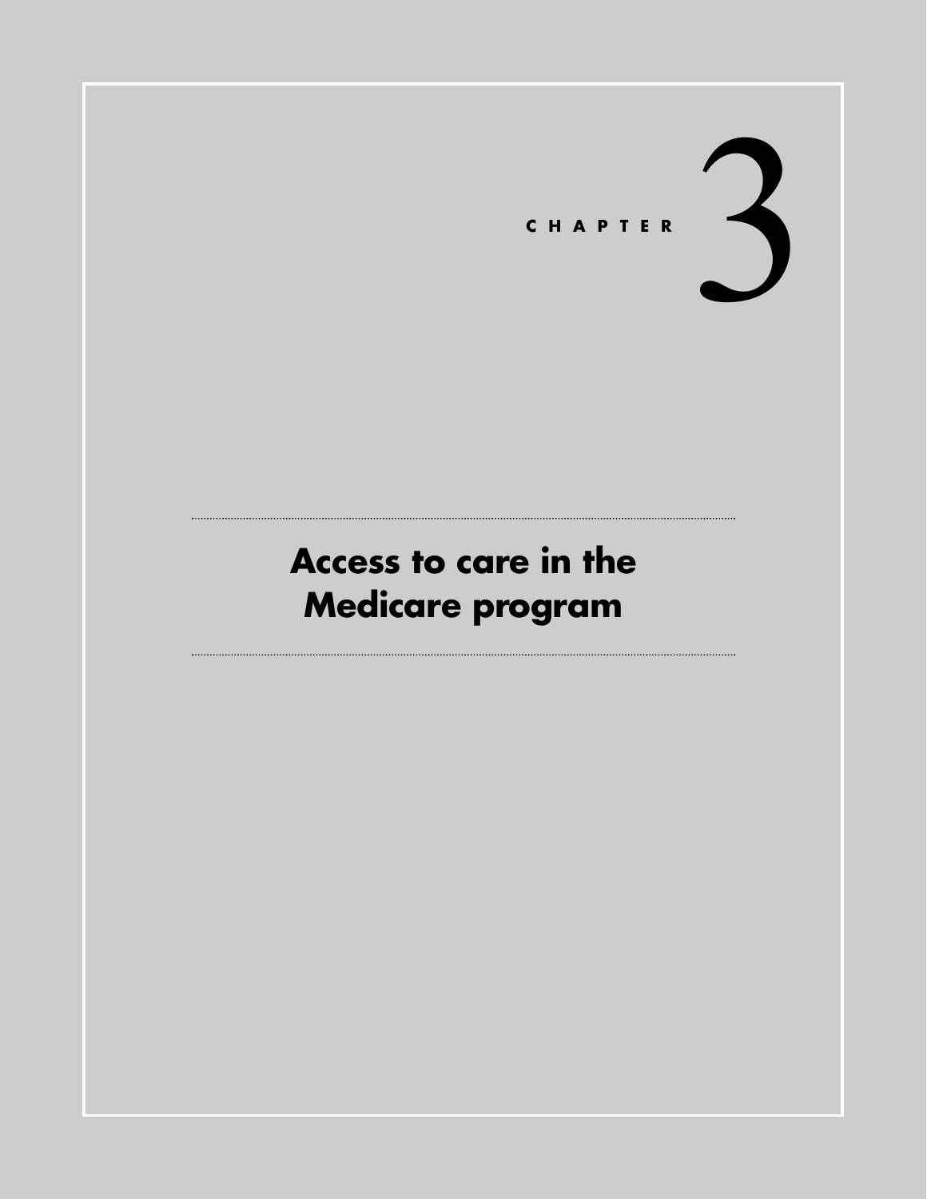CHAPTER 3

# Access to care in the Medicare program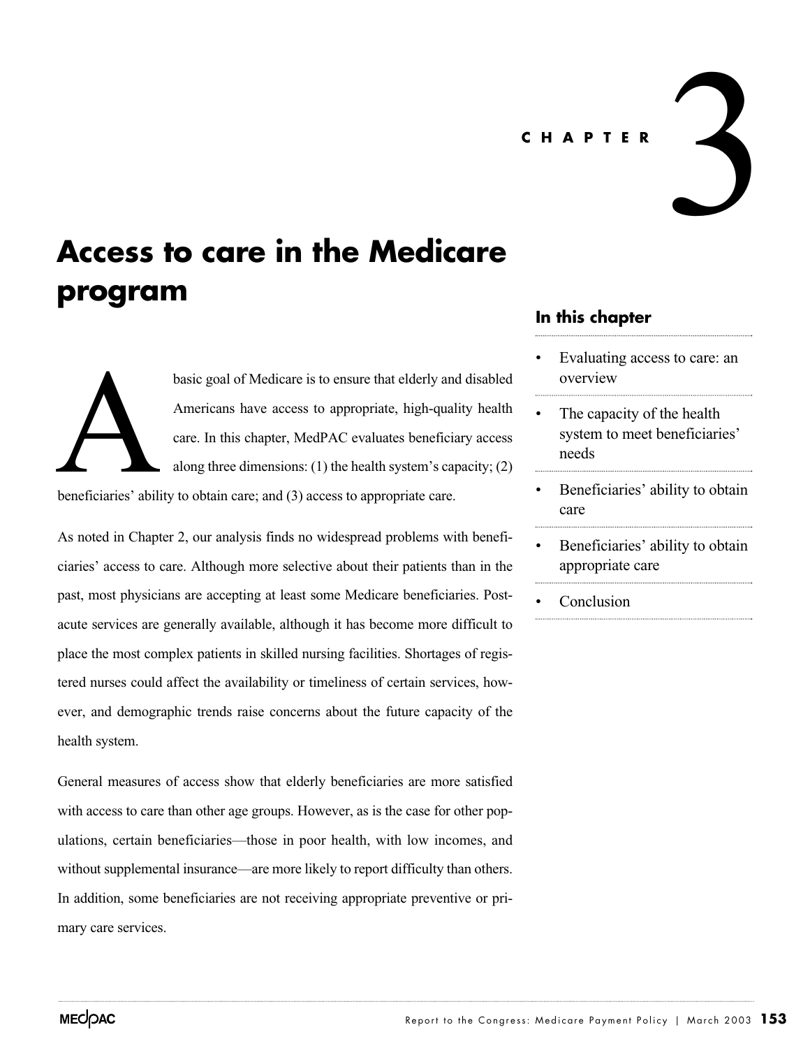CHAPTER 3

# Access to care in the Medicare program

A basic goal of Medicare is to ensure that elderly and disabled Americans have access to appropriate, high-quality health care. In this chapter, MedPAC evaluates beneficiary access along three dimensions: (1) the health system's capacity; (2) beneficiaries' ability to obtain care; and (3) access to appropriate care.

As noted in Chapter 2, our analysis finds no widespread problems with beneficiaries' access to care. Although more selective about their patients than in the past, most physicians are accepting at least some Medicare beneficiaries. Post-acute services are generally available, although it has become more difficult to place the most complex patients in skilled nursing facilities. Shortages of registered nurses could affect the availability or timeliness of certain services, however, and demographic trends raise concerns about the future capacity of the health system.

General measures of access show that elderly beneficiaries are more satisfied with access to care than other age groups. However, as is the case for other populations, certain beneficiaries—those in poor health, with low incomes, and without supplemental insurance—are more likely to report difficulty than others. In addition, some beneficiaries are not receiving appropriate preventive or primary care services.

### In this chapter

- Evaluating access to care: an overview
- The capacity of the health system to meet beneficiaries' needs
- Beneficiaries' ability to obtain care
- Beneficiaries' ability to obtain appropriate care
- Conclusion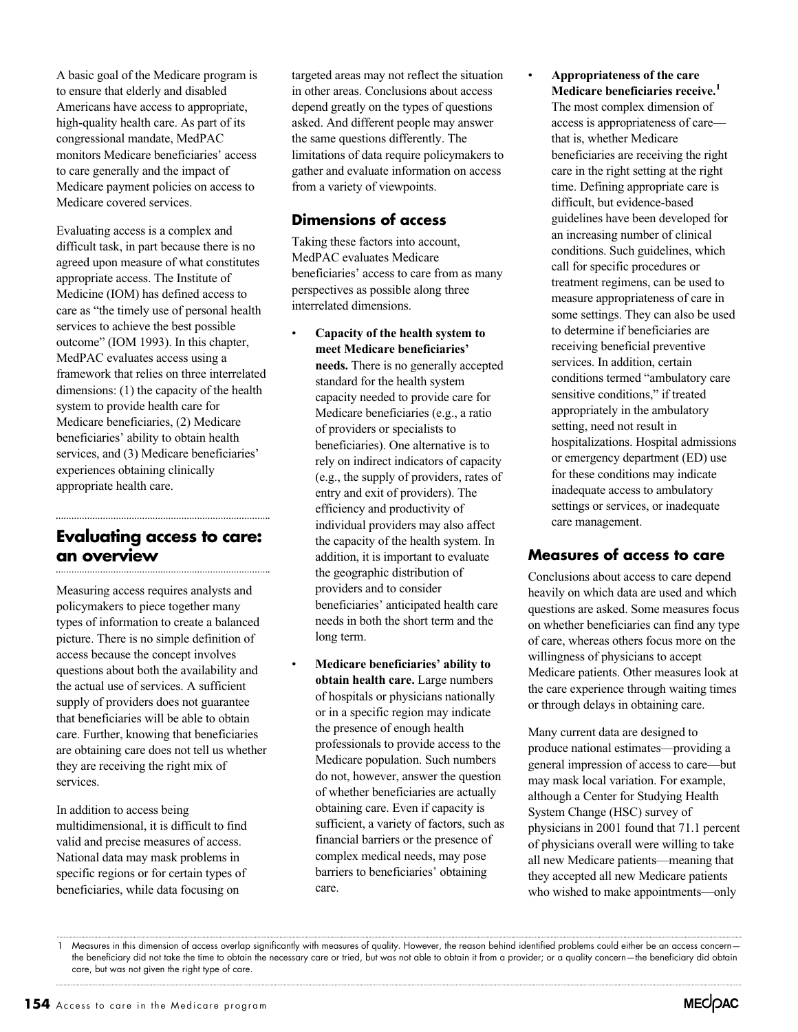A basic goal of the Medicare program is to ensure that elderly and disabled Americans have access to appropriate, high-quality health care. As part of its congressional mandate, MedPAC monitors Medicare beneficiaries' access to care generally and the impact of Medicare payment policies on access to Medicare covered services.

Evaluating access is a complex and difficult task, in part because there is no agreed upon measure of what constitutes appropriate access. The Institute of Medicine (IOM) has defined access to care as "the timely use of personal health services to achieve the best possible outcome" (IOM 1993). In this chapter, MedPAC evaluates access using a framework that relies on three interrelated dimensions: (1) the capacity of the health system to provide health care for Medicare beneficiaries, (2) Medicare beneficiaries' ability to obtain health services, and (3) Medicare beneficiaries' experiences obtaining clinically appropriate health care.

## Evaluating access to care: an overview

Measuring access requires analysts and policymakers to piece together many types of information to create a balanced picture. There is no simple definition of access because the concept involves questions about both the availability and the actual use of services. A sufficient supply of providers does not guarantee that beneficiaries will be able to obtain care. Further, knowing that beneficiaries are obtaining care does not tell us whether they are receiving the right mix of services.

In addition to access being multidimensional, it is difficult to find valid and precise measures of access. National data may mask problems in specific regions or for certain types of beneficiaries, while data focusing on targeted areas may not reflect the situation in other areas. Conclusions about access depend greatly on the types of questions asked. And different people may answer the same questions differently. The limitations of data require policymakers to gather and evaluate information on access from a variety of viewpoints.

### Dimensions of access

Taking these factors into account, MedPAC evaluates Medicare beneficiaries' access to care from as many perspectives as possible along three interrelated dimensions.

- **Capacity of the health system to meet Medicare beneficiaries' needs.** There is no generally accepted standard for the health system capacity needed to provide care for Medicare beneficiaries (e.g., a ratio of providers or specialists to beneficiaries). One alternative is to rely on indirect indicators of capacity (e.g., the supply of providers, rates of entry and exit of providers). The efficiency and productivity of individual providers may also affect the capacity of the health system. In addition, it is important to evaluate the geographic distribution of providers and to consider beneficiaries' anticipated health care needs in both the short term and the long term.
- **Medicare beneficiaries' ability to obtain health care.** Large numbers of hospitals or physicians nationally or in a specific region may indicate the presence of enough health professionals to provide access to the Medicare population. Such numbers do not, however, answer the question of whether beneficiaries are actually obtaining care. Even if capacity is sufficient, a variety of factors, such as financial barriers or the presence of complex medical needs, may pose barriers to beneficiaries' obtaining care.
- **Appropriateness of the care Medicare beneficiaries receive.**[1] The most complex dimension of access is appropriateness of care—that is, whether Medicare beneficiaries are receiving the right care in the right setting at the right time. Defining appropriate care is difficult, but evidence-based guidelines have been developed for an increasing number of clinical conditions. Such guidelines, which call for specific procedures or treatment regimens, can be used to measure appropriateness of care in some settings. They can also be used to determine if beneficiaries are receiving beneficial preventive services. In addition, certain conditions termed "ambulatory care sensitive conditions," if treated appropriately in the ambulatory setting, need not result in hospitalizations. Hospital admissions or emergency department (ED) use for these conditions may indicate inadequate access to ambulatory settings or services, or inadequate care management.

### Measures of access to care

Conclusions about access to care depend heavily on which data are used and which questions are asked. Some measures focus on whether beneficiaries can find any type of care, whereas others focus more on the willingness of physicians to accept Medicare patients. Other measures look at the care experience through waiting times or through delays in obtaining care.

Many current data are designed to produce national estimates—providing a general impression of access to care—but may mask local variation. For example, although a Center for Studying Health System Change (HSC) survey of physicians in 2001 found that 71.1 percent of physicians overall were willing to take all new Medicare patients—meaning that they accepted all new Medicare patients who wished to make appointments—only

---

1 Measures in this dimension of access overlap significantly with measures of quality. However, the reason behind identified problems could either be an access concern—the beneficiary did not take the time to obtain the necessary care or tried, but was not able to obtain it from a provider; or a quality concern—the beneficiary did obtain care, but was not given the right type of care.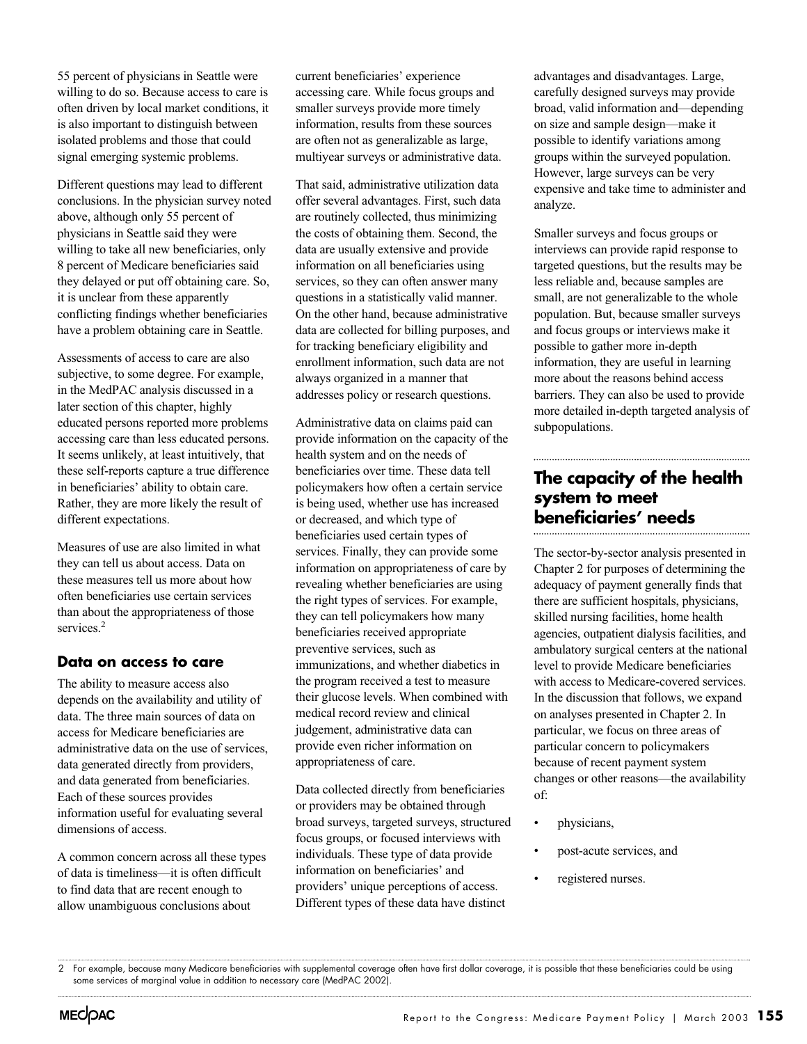55 percent of physicians in Seattle were willing to do so. Because access to care is often driven by local market conditions, it is also important to distinguish between isolated problems and those that could signal emerging systemic problems.

Different questions may lead to different conclusions. In the physician survey noted above, although only 55 percent of physicians in Seattle said they were willing to take all new beneficiaries, only 8 percent of Medicare beneficiaries said they delayed or put off obtaining care. So, it is unclear from these apparently conflicting findings whether beneficiaries have a problem obtaining care in Seattle.

Assessments of access to care are also subjective, to some degree. For example, in the MedPAC analysis discussed in a later section of this chapter, highly educated persons reported more problems accessing care than less educated persons. It seems unlikely, at least intuitively, that these self-reports capture a true difference in beneficiaries' ability to obtain care. Rather, they are more likely the result of different expectations.

Measures of use are also limited in what they can tell us about access. Data on these measures tell us more about how often beneficiaries use certain services than about the appropriateness of those services.[2]

### Data on access to care

The ability to measure access also depends on the availability and utility of data. The three main sources of data on access for Medicare beneficiaries are administrative data on the use of services, data generated directly from providers, and data generated from beneficiaries. Each of these sources provides information useful for evaluating several dimensions of access.

A common concern across all these types of data is timeliness—it is often difficult to find data that are recent enough to allow unambiguous conclusions about current beneficiaries' experience accessing care. While focus groups and smaller surveys provide more timely information, results from these sources are often not as generalizable as large, multiyear surveys or administrative data.

That said, administrative utilization data offer several advantages. First, such data are routinely collected, thus minimizing the costs of obtaining them. Second, the data are usually extensive and provide information on all beneficiaries using services, so they can often answer many questions in a statistically valid manner. On the other hand, because administrative data are collected for billing purposes, and for tracking beneficiary eligibility and enrollment information, such data are not always organized in a manner that addresses policy or research questions.

Administrative data on claims paid can provide information on the capacity of the health system and on the needs of beneficiaries over time. These data tell policymakers how often a certain service is being used, whether use has increased or decreased, and which type of beneficiaries used certain types of services. Finally, they can provide some information on appropriateness of care by revealing whether beneficiaries are using the right types of services. For example, they can tell policymakers how many beneficiaries received appropriate preventive services, such as immunizations, and whether diabetics in the program received a test to measure their glucose levels. When combined with medical record review and clinical judgement, administrative data can provide even richer information on appropriateness of care.

Data collected directly from beneficiaries or providers may be obtained through broad surveys, targeted surveys, structured focus groups, or focused interviews with individuals. These type of data provide information on beneficiaries' and providers' unique perceptions of access. Different types of these data have distinct advantages and disadvantages. Large, carefully designed surveys may provide broad, valid information and—depending on size and sample design—make it possible to identify variations among groups within the surveyed population. However, large surveys can be very expensive and take time to administer and analyze.

Smaller surveys and focus groups or interviews can provide rapid response to targeted questions, but the results may be less reliable and, because samples are small, are not generalizable to the whole population. But, because smaller surveys and focus groups or interviews make it possible to gather more in-depth information, they are useful in learning more about the reasons behind access barriers. They can also be used to provide more detailed in-depth targeted analysis of subpopulations.

## The capacity of the health system to meet beneficiaries' needs

The sector-by-sector analysis presented in Chapter 2 for purposes of determining the adequacy of payment generally finds that there are sufficient hospitals, physicians, skilled nursing facilities, home health agencies, outpatient dialysis facilities, and ambulatory surgical centers at the national level to provide Medicare beneficiaries with access to Medicare-covered services. In the discussion that follows, we expand on analyses presented in Chapter 2. In particular, we focus on three areas of particular concern to policymakers because of recent payment system changes or other reasons—the availability of:

- physicians,
- post-acute services, and
- registered nurses.

---

2 For example, because many Medicare beneficiaries with supplemental coverage often have first dollar coverage, it is possible that these beneficiaries could be using some services of marginal value in addition to necessary care (MedPAC 2002).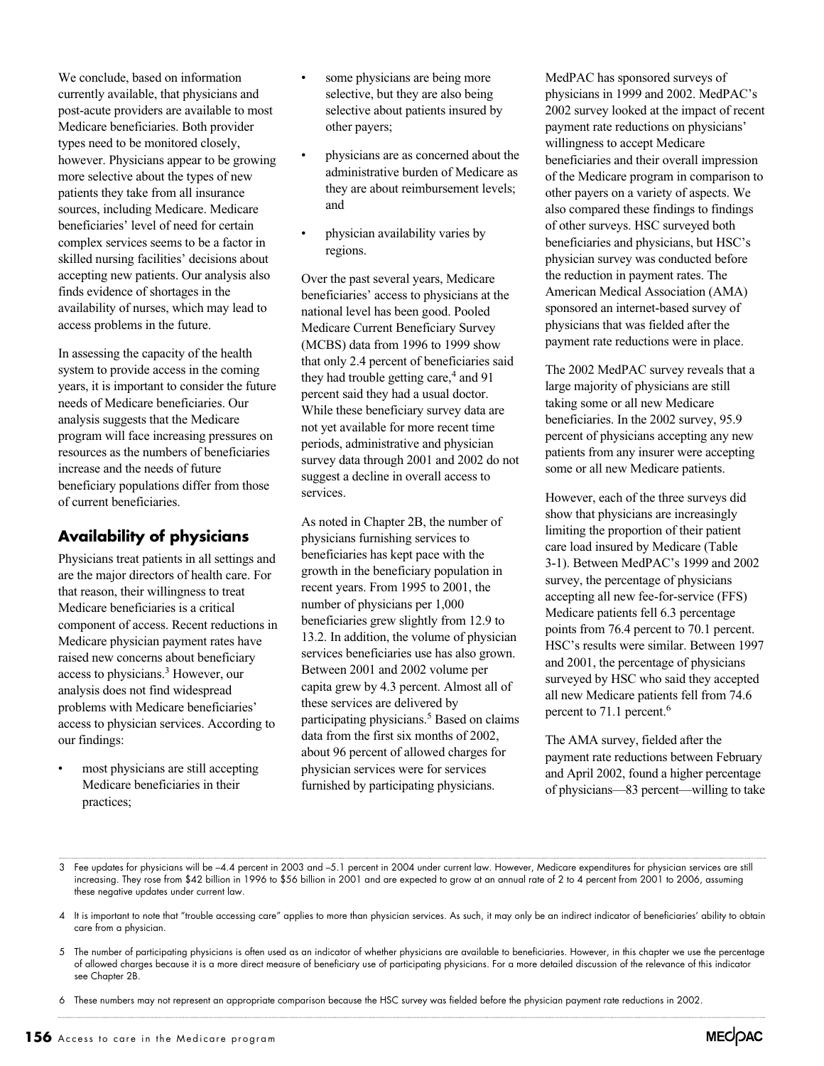We conclude, based on information currently available, that physicians and post-acute providers are available to most Medicare beneficiaries. Both provider types need to be monitored closely, however. Physicians appear to be growing more selective about the types of new patients they take from all insurance sources, including Medicare. Medicare beneficiaries' level of need for certain complex services seems to be a factor in skilled nursing facilities' decisions about accepting new patients. Our analysis also finds evidence of shortages in the availability of nurses, which may lead to access problems in the future.

In assessing the capacity of the health system to provide access in the coming years, it is important to consider the future needs of Medicare beneficiaries. Our analysis suggests that the Medicare program will face increasing pressures on resources as the numbers of beneficiaries increase and the needs of future beneficiary populations differ from those of current beneficiaries.

## Availability of physicians

Physicians treat patients in all settings and are the major directors of health care. For that reason, their willingness to treat Medicare beneficiaries is a critical component of access. Recent reductions in Medicare physician payment rates have raised new concerns about beneficiary access to physicians.[3] However, our analysis does not find widespread problems with Medicare beneficiaries' access to physician services. According to our findings:

- most physicians are still accepting Medicare beneficiaries in their practices;
- some physicians are being more selective, but they are also being selective about patients insured by other payers;
- physicians are as concerned about the administrative burden of Medicare as they are about reimbursement levels; and
- physician availability varies by regions.

Over the past several years, Medicare beneficiaries' access to physicians at the national level has been good. Pooled Medicare Current Beneficiary Survey (MCBS) data from 1996 to 1999 show that only 2.4 percent of beneficiaries said they had trouble getting care,[4] and 91 percent said they had a usual doctor. While these beneficiary survey data are not yet available for more recent time periods, administrative and physician survey data through 2001 and 2002 do not suggest a decline in overall access to services.

As noted in Chapter 2B, the number of physicians furnishing services to beneficiaries has kept pace with the growth in the beneficiary population in recent years. From 1995 to 2001, the number of physicians per 1,000 beneficiaries grew slightly from 12.9 to 13.2. In addition, the volume of physician services beneficiaries use has also grown. Between 2001 and 2002 volume per capita grew by 4.3 percent. Almost all of these services are delivered by participating physicians.[5] Based on claims data from the first six months of 2002, about 96 percent of allowed charges for physician services were for services furnished by participating physicians.

MedPAC has sponsored surveys of physicians in 1999 and 2002. MedPAC's 2002 survey looked at the impact of recent payment rate reductions on physicians' willingness to accept Medicare beneficiaries and their overall impression of the Medicare program in comparison to other payers on a variety of aspects. We also compared these findings to findings of other surveys. HSC surveyed both beneficiaries and physicians, but HSC's physician survey was conducted before the reduction in payment rates. The American Medical Association (AMA) sponsored an internet-based survey of physicians that was fielded after the payment rate reductions were in place.

The 2002 MedPAC survey reveals that a large majority of physicians are still taking some or all new Medicare beneficiaries. In the 2002 survey, 95.9 percent of physicians accepting any new patients from any insurer were accepting some or all new Medicare patients.

However, each of the three surveys did show that physicians are increasingly limiting the proportion of their patient care load insured by Medicare (Table 3-1). Between MedPAC's 1999 and 2002 survey, the percentage of physicians accepting all new fee-for-service (FFS) Medicare patients fell 6.3 percentage points from 76.4 percent to 70.1 percent. HSC's results were similar. Between 1997 and 2001, the percentage of physicians surveyed by HSC who said they accepted all new Medicare patients fell from 74.6 percent to 71.1 percent.[6]

The AMA survey, fielded after the payment rate reductions between February and April 2002, found a higher percentage of physicians—83 percent—willing to take

---

3 Fee updates for physicians will be –4.4 percent in 2003 and –5.1 percent in 2004 under current law. However, Medicare expenditures for physician services are still increasing. They rose from $42 billion in 1996 to $56 billion in 2001 and are expected to grow at an annual rate of 2 to 4 percent from 2001 to 2006, assuming these negative updates under current law.

4 It is important to note that "trouble accessing care" applies to more than physician services. As such, it may only be an indirect indicator of beneficiaries' ability to obtain care from a physician.

5 The number of participating physicians is often used as an indicator of whether physicians are available to beneficiaries. However, in this chapter we use the percentage of allowed charges because it is a more direct measure of beneficiary use of participating physicians. For a more detailed discussion of the relevance of this indicator see Chapter 2B.

6 These numbers may not represent an appropriate comparison because the HSC survey was fielded before the physician payment rate reductions in 2002.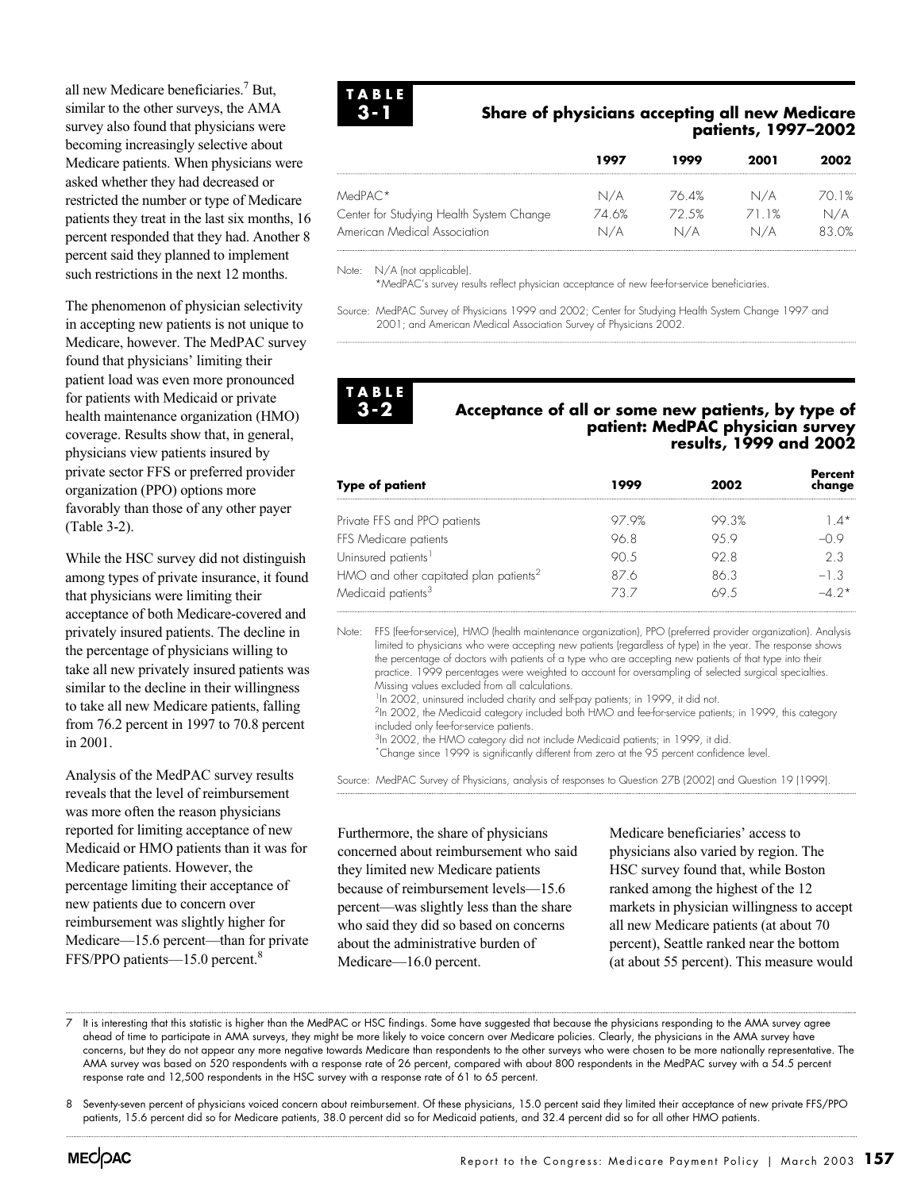all new Medicare beneficiaries.[7] But, similar to the other surveys, the AMA survey also found that physicians were becoming increasingly selective about Medicare patients. When physicians were asked whether they had decreased or restricted the number or type of Medicare patients they treat in the last six months, 16 percent responded that they had. Another 8 percent said they planned to implement such restrictions in the next 12 months.

The phenomenon of physician selectivity in accepting new patients is not unique to Medicare, however. The MedPAC survey found that physicians' limiting their patient load was even more pronounced for patients with Medicaid or private health maintenance organization (HMO) coverage. Results show that, in general, physicians view patients insured by private sector FFS or preferred provider organization (PPO) options more favorably than those of any other payer (Table 3-2).

While the HSC survey did not distinguish among types of private insurance, it found that physicians were limiting their acceptance of both Medicare-covered and privately insured patients. The decline in the percentage of physicians willing to take all new privately insured patients was similar to the decline in their willingness to take all new Medicare patients, falling from 76.2 percent in 1997 to 70.8 percent in 2001.

Analysis of the MedPAC survey results reveals that the level of reimbursement was more often the reason physicians reported for limiting acceptance of new Medicaid or HMO patients than it was for Medicare patients. However, the percentage limiting their acceptance of new patients due to concern over reimbursement was slightly higher for Medicare—15.6 percent—than for private FFS/PPO patients—15.0 percent.[8]

**TABLE 3-1**

**Share of physicians accepting all new Medicare patients, 1997–2002**

| | 1997 | 1999 | 2001 | 2002 |
|---|---|---|---|---|
| MedPAC* | N/A | 76.4% | N/A | 70.1% |
| Center for Studying Health System Change | 74.6% | 72.5% | 71.1% | N/A |
| American Medical Association | N/A | N/A | N/A | 83.0% |

Note: N/A (not applicable).
*MedPAC's survey results reflect physician acceptance of new fee-for-service beneficiaries.

Source: MedPAC Survey of Physicians 1999 and 2002; Center for Studying Health System Change 1997 and 2001; and American Medical Association Survey of Physicians 2002.

**TABLE 3-2**

**Acceptance of all or some new patients, by type of patient: MedPAC physician survey results, 1999 and 2002**

| Type of patient | 1999 | 2002 | Percent change |
|---|---|---|---|
| Private FFS and PPO patients | 97.9% | 99.3% | 1.4* |
| FFS Medicare patients | 96.8 | 95.9 | –0.9 |
| Uninsured patients[1] | 90.5 | 92.8 | 2.3 |
| HMO and other capitated plan patients[2] | 87.6 | 86.3 | –1.3 |
| Medicaid patients[3] | 73.7 | 69.5 | –4.2* |

Note: FFS (fee-for-service), HMO (health maintenance organization), PPO (preferred provider organization). Analysis limited to physicians who were accepting new patients (regardless of type) in the year. The response shows the percentage of doctors with patients of a type who are accepting new patients of that type into their practice. 1999 percentages were weighted to account for oversampling of selected surgical specialties. Missing values excluded from all calculations.
[1]In 2002, uninsured included charity and self-pay patients; in 1999, it did not.
[2]In 2002, the Medicaid category included both HMO and fee-for-service patients; in 1999, this category included only fee-for-service patients.
[3]In 2002, the HMO category did not include Medicaid patients; in 1999, it did.
*Change since 1999 is significantly different from zero at the 95 percent confidence level.

Source: MedPAC Survey of Physicians, analysis of responses to Question 27B (2002) and Question 19 (1999).

Furthermore, the share of physicians concerned about reimbursement who said they limited new Medicare patients because of reimbursement levels—15.6 percent—was slightly less than the share who said they did so based on concerns about the administrative burden of Medicare—16.0 percent.

Medicare beneficiaries' access to physicians also varied by region. The HSC survey found that, while Boston ranked among the highest of the 12 markets in physician willingness to accept all new Medicare patients (at about 70 percent), Seattle ranked near the bottom (at about 55 percent). This measure would

7 It is interesting that this statistic is higher than the MedPAC or HSC findings. Some have suggested that because the physicians responding to the AMA survey agree ahead of time to participate in AMA surveys, they might be more likely to voice concern over Medicare policies. Clearly, the physicians in the AMA survey have concerns, but they do not appear any more negative towards Medicare than respondents to the other surveys who were chosen to be more nationally representative. The AMA survey was based on 520 respondents with a response rate of 26 percent, compared with about 800 respondents in the MedPAC survey with a 54.5 percent response rate and 12,500 respondents in the HSC survey with a response rate of 61 to 65 percent.

8 Seventy-seven percent of physicians voiced concern about reimbursement. Of these physicians, 15.0 percent said they limited their acceptance of new private FFS/PPO patients, 15.6 percent did so for Medicare patients, 38.0 percent did so for Medicaid patients, and 32.4 percent did so for all other HMO patients.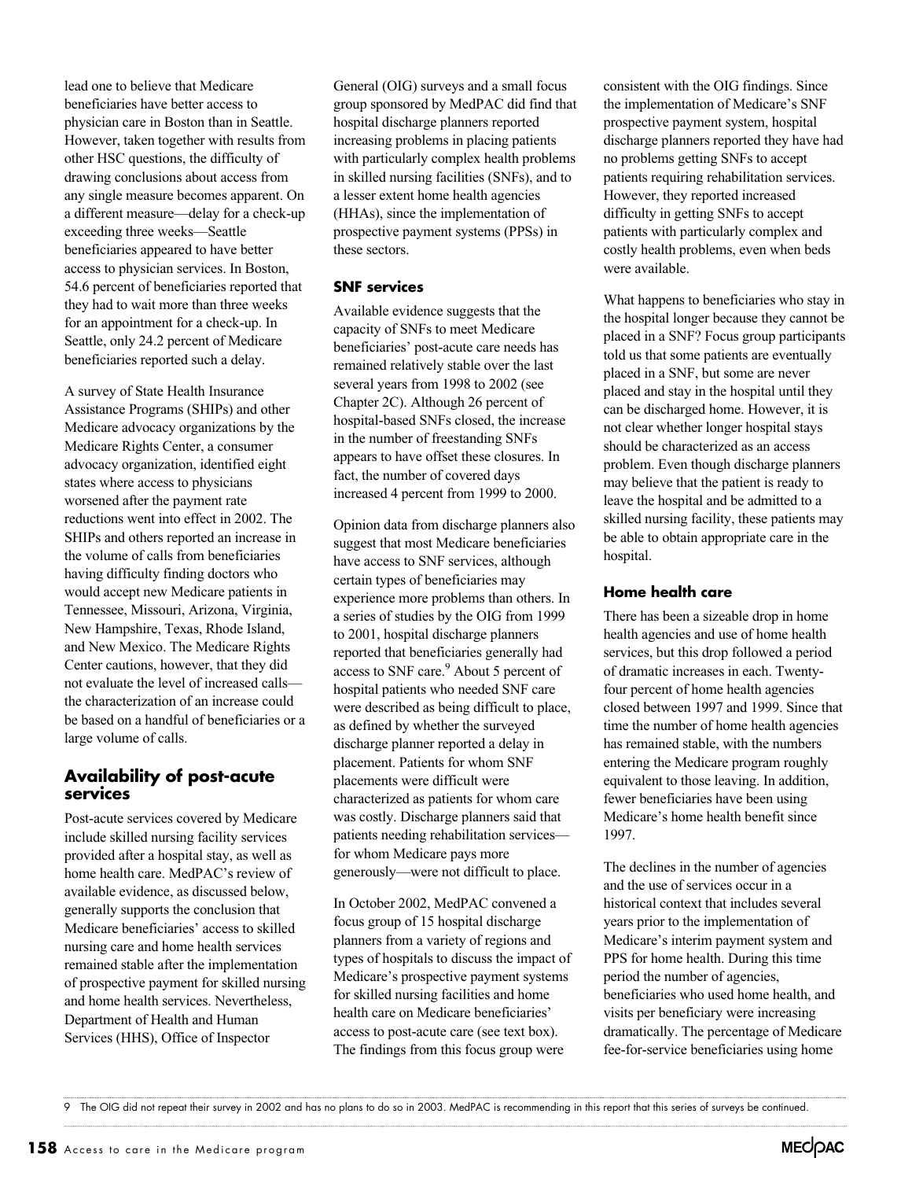lead one to believe that Medicare beneficiaries have better access to physician care in Boston than in Seattle. However, taken together with results from other HSC questions, the difficulty of drawing conclusions about access from any single measure becomes apparent. On a different measure—delay for a check-up exceeding three weeks—Seattle beneficiaries appeared to have better access to physician services. In Boston, 54.6 percent of beneficiaries reported that they had to wait more than three weeks for an appointment for a check-up. In Seattle, only 24.2 percent of Medicare beneficiaries reported such a delay.

A survey of State Health Insurance Assistance Programs (SHIPs) and other Medicare advocacy organizations by the Medicare Rights Center, a consumer advocacy organization, identified eight states where access to physicians worsened after the payment rate reductions went into effect in 2002. The SHIPs and others reported an increase in the volume of calls from beneficiaries having difficulty finding doctors who would accept new Medicare patients in Tennessee, Missouri, Arizona, Virginia, New Hampshire, Texas, Rhode Island, and New Mexico. The Medicare Rights Center cautions, however, that they did not evaluate the level of increased calls—the characterization of an increase could be based on a handful of beneficiaries or a large volume of calls.

## Availability of post-acute services

Post-acute services covered by Medicare include skilled nursing facility services provided after a hospital stay, as well as home health care. MedPAC's review of available evidence, as discussed below, generally supports the conclusion that Medicare beneficiaries' access to skilled nursing care and home health services remained stable after the implementation of prospective payment for skilled nursing and home health services. Nevertheless, Department of Health and Human Services (HHS), Office of Inspector General (OIG) surveys and a small focus group sponsored by MedPAC did find that hospital discharge planners reported increasing problems in placing patients with particularly complex health problems in skilled nursing facilities (SNFs), and to a lesser extent home health agencies (HHAs), since the implementation of prospective payment systems (PPSs) in these sectors.

### SNF services

Available evidence suggests that the capacity of SNFs to meet Medicare beneficiaries' post-acute care needs has remained relatively stable over the last several years from 1998 to 2002 (see Chapter 2C). Although 26 percent of hospital-based SNFs closed, the increase in the number of freestanding SNFs appears to have offset these closures. In fact, the number of covered days increased 4 percent from 1999 to 2000.

Opinion data from discharge planners also suggest that most Medicare beneficiaries have access to SNF services, although certain types of beneficiaries may experience more problems than others. In a series of studies by the OIG from 1999 to 2001, hospital discharge planners reported that beneficiaries generally had access to SNF care.[9] About 5 percent of hospital patients who needed SNF care were described as being difficult to place, as defined by whether the surveyed discharge planner reported a delay in placement. Patients for whom SNF placements were difficult were characterized as patients for whom care was costly. Discharge planners said that patients needing rehabilitation services—for whom Medicare pays more generously—were not difficult to place.

In October 2002, MedPAC convened a focus group of 15 hospital discharge planners from a variety of regions and types of hospitals to discuss the impact of Medicare's prospective payment systems for skilled nursing facilities and home health care on Medicare beneficiaries' access to post-acute care (see text box). The findings from this focus group were consistent with the OIG findings. Since the implementation of Medicare's SNF prospective payment system, hospital discharge planners reported they have had no problems getting SNFs to accept patients requiring rehabilitation services. However, they reported increased difficulty in getting SNFs to accept patients with particularly complex and costly health problems, even when beds were available.

What happens to beneficiaries who stay in the hospital longer because they cannot be placed in a SNF? Focus group participants told us that some patients are eventually placed in a SNF, but some are never placed and stay in the hospital until they can be discharged home. However, it is not clear whether longer hospital stays should be characterized as an access problem. Even though discharge planners may believe that the patient is ready to leave the hospital and be admitted to a skilled nursing facility, these patients may be able to obtain appropriate care in the hospital.

### Home health care

There has been a sizeable drop in home health agencies and use of home health services, but this drop followed a period of dramatic increases in each. Twenty-four percent of home health agencies closed between 1997 and 1999. Since that time the number of home health agencies has remained stable, with the numbers entering the Medicare program roughly equivalent to those leaving. In addition, fewer beneficiaries have been using Medicare's home health benefit since 1997.

The declines in the number of agencies and the use of services occur in a historical context that includes several years prior to the implementation of Medicare's interim payment system and PPS for home health. During this time period the number of agencies, beneficiaries who used home health, and visits per beneficiary were increasing dramatically. The percentage of Medicare fee-for-service beneficiaries using home

9 The OIG did not repeat their survey in 2002 and has no plans to do so in 2003. MedPAC is recommending in this report that this series of surveys be continued.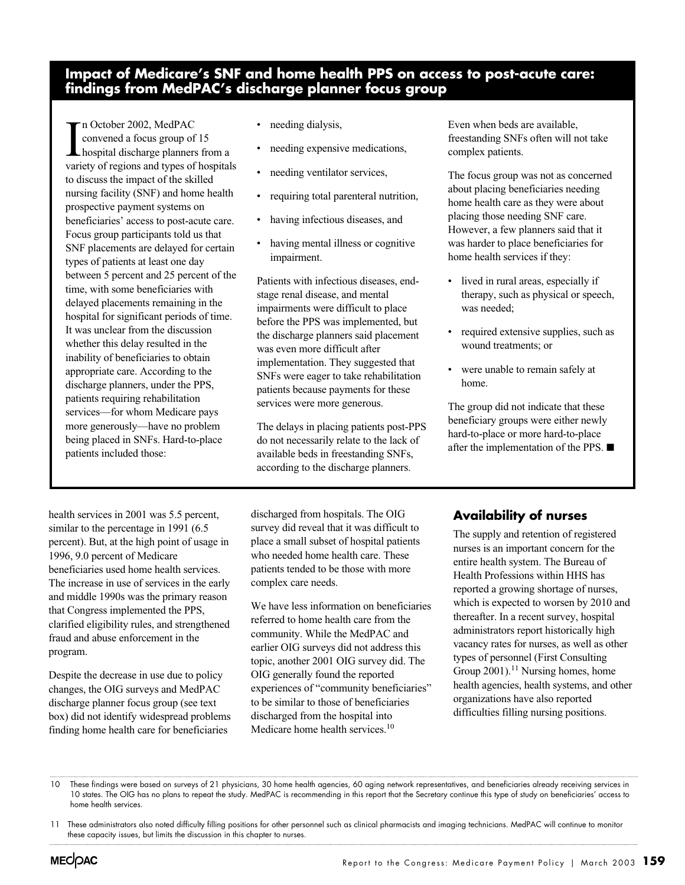## Impact of Medicare's SNF and home health PPS on access to post-acute care: findings from MedPAC's discharge planner focus group

In October 2002, MedPAC convened a focus group of 15 hospital discharge planners from a variety of regions and types of hospitals to discuss the impact of the skilled nursing facility (SNF) and home health prospective payment systems on beneficiaries' access to post-acute care. Focus group participants told us that SNF placements are delayed for certain types of patients at least one day between 5 percent and 25 percent of the time, with some beneficiaries with delayed placements remaining in the hospital for significant periods of time. It was unclear from the discussion whether this delay resulted in the inability of beneficiaries to obtain appropriate care. According to the discharge planners, under the PPS, patients requiring rehabilitation services—for whom Medicare pays more generously—have no problem being placed in SNFs. Hard-to-place patients included those:

- needing dialysis,
- needing expensive medications,
- needing ventilator services,
- requiring total parenteral nutrition,
- having infectious diseases, and
- having mental illness or cognitive impairment.

Patients with infectious diseases, end-stage renal disease, and mental impairments were difficult to place before the PPS was implemented, but the discharge planners said placement was even more difficult after implementation. They suggested that SNFs were eager to take rehabilitation patients because payments for these services were more generous.

The delays in placing patients post-PPS do not necessarily relate to the lack of available beds in freestanding SNFs, according to the discharge planners. Even when beds are available, freestanding SNFs often will not take complex patients.

The focus group was not as concerned about placing beneficiaries needing home health care as they were about placing those needing SNF care. However, a few planners said that it was harder to place beneficiaries for home health services if they:

- lived in rural areas, especially if therapy, such as physical or speech, was needed;
- required extensive supplies, such as wound treatments; or
- were unable to remain safely at home.

The group did not indicate that these beneficiary groups were either newly hard-to-place or more hard-to-place after the implementation of the PPS. ■

health services in 2001 was 5.5 percent, similar to the percentage in 1991 (6.5 percent). But, at the high point of usage in 1996, 9.0 percent of Medicare beneficiaries used home health services. The increase in use of services in the early and middle 1990s was the primary reason that Congress implemented the PPS, clarified eligibility rules, and strengthened fraud and abuse enforcement in the program.

Despite the decrease in use due to policy changes, the OIG surveys and MedPAC discharge planner focus group (see text box) did not identify widespread problems finding home health care for beneficiaries discharged from hospitals. The OIG survey did reveal that it was difficult to place a small subset of hospital patients who needed home health care. These patients tended to be those with more complex care needs.

We have less information on beneficiaries referred to home health care from the community. While the MedPAC and earlier OIG surveys did not address this topic, another 2001 OIG survey did. The OIG generally found the reported experiences of "community beneficiaries" to be similar to those of beneficiaries discharged from the hospital into Medicare home health services.[10]

### Availability of nurses

The supply and retention of registered nurses is an important concern for the entire health system. The Bureau of Health Professions within HHS has reported a growing shortage of nurses, which is expected to worsen by 2010 and thereafter. In a recent survey, hospital administrators report historically high vacancy rates for nurses, as well as other types of personnel (First Consulting Group 2001).[11] Nursing homes, home health agencies, health systems, and other organizations have also reported difficulties filling nursing positions.

---

10 These findings were based on surveys of 21 physicians, 30 home health agencies, 60 aging network representatives, and beneficiaries already receiving services in 10 states. The OIG has no plans to repeat the study. MedPAC is recommending in this report that the Secretary continue this type of study on beneficiaries' access to home health services.

11 These administrators also noted difficulty filling positions for other personnel such as clinical pharmacists and imaging technicians. MedPAC will continue to monitor these capacity issues, but limits the discussion in this chapter to nurses.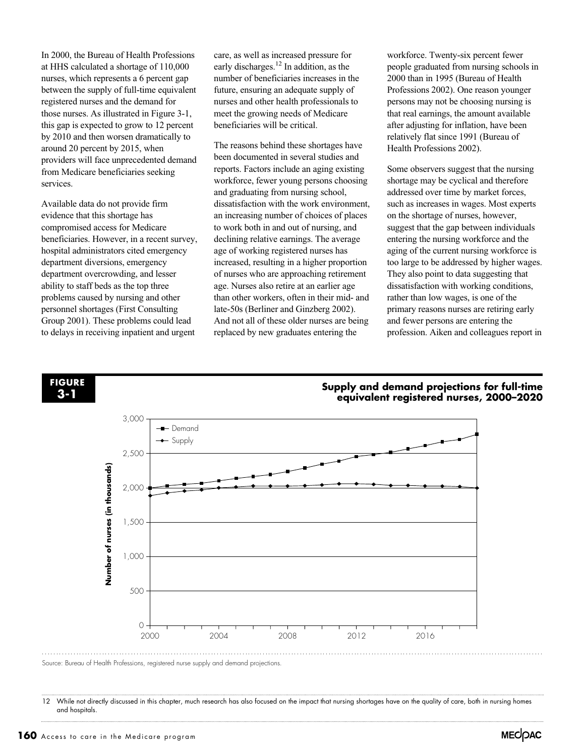In 2000, the Bureau of Health Professions at HHS calculated a shortage of 110,000 nurses, which represents a 6 percent gap between the supply of full-time equivalent registered nurses and the demand for those nurses. As illustrated in Figure 3-1, this gap is expected to grow to 12 percent by 2010 and then worsen dramatically to around 20 percent by 2015, when providers will face unprecedented demand from Medicare beneficiaries seeking services.

Available data do not provide firm evidence that this shortage has compromised access for Medicare beneficiaries. However, in a recent survey, hospital administrators cited emergency department diversions, emergency department overcrowding, and lesser ability to staff beds as the top three problems caused by nursing and other personnel shortages (First Consulting Group 2001). These problems could lead to delays in receiving inpatient and urgent care, as well as increased pressure for early discharges.[12] In addition, as the number of beneficiaries increases in the future, ensuring an adequate supply of nurses and other health professionals to meet the growing needs of Medicare beneficiaries will be critical.

The reasons behind these shortages have been documented in several studies and reports. Factors include an aging existing workforce, fewer young persons choosing and graduating from nursing school, dissatisfaction with the work environment, an increasing number of choices of places to work both in and out of nursing, and declining relative earnings. The average age of working registered nurses has increased, resulting in a higher proportion of nurses who are approaching retirement age. Nurses also retire at an earlier age than other workers, often in their mid- and late-50s (Berliner and Ginzberg 2002). And not all of these older nurses are being replaced by new graduates entering the workforce. Twenty-six percent fewer people graduated from nursing schools in 2000 than in 1995 (Bureau of Health Professions 2002). One reason younger persons may not be choosing nursing is that real earnings, the amount available after adjusting for inflation, have been relatively flat since 1991 (Bureau of Health Professions 2002).

Some observers suggest that the nursing shortage may be cyclical and therefore addressed over time by market forces, such as increases in wages. Most experts on the shortage of nurses, however, suggest that the gap between individuals entering the nursing workforce and the aging of the current nursing workforce is too large to be addressed by higher wages. They also point to data suggesting that dissatisfaction with working conditions, rather than low wages, is one of the primary reasons nurses are retiring early and fewer persons are entering the profession. Aiken and colleagues report in

**FIGURE 3-1**

**Supply and demand projections for full-time equivalent registered nurses, 2000–2020**

Source: Bureau of Health Professions, registered nurse supply and demand projections.

12 While not directly discussed in this chapter, much research has also focused on the impact that nursing shortages have on the quality of care, both in nursing homes and hospitals.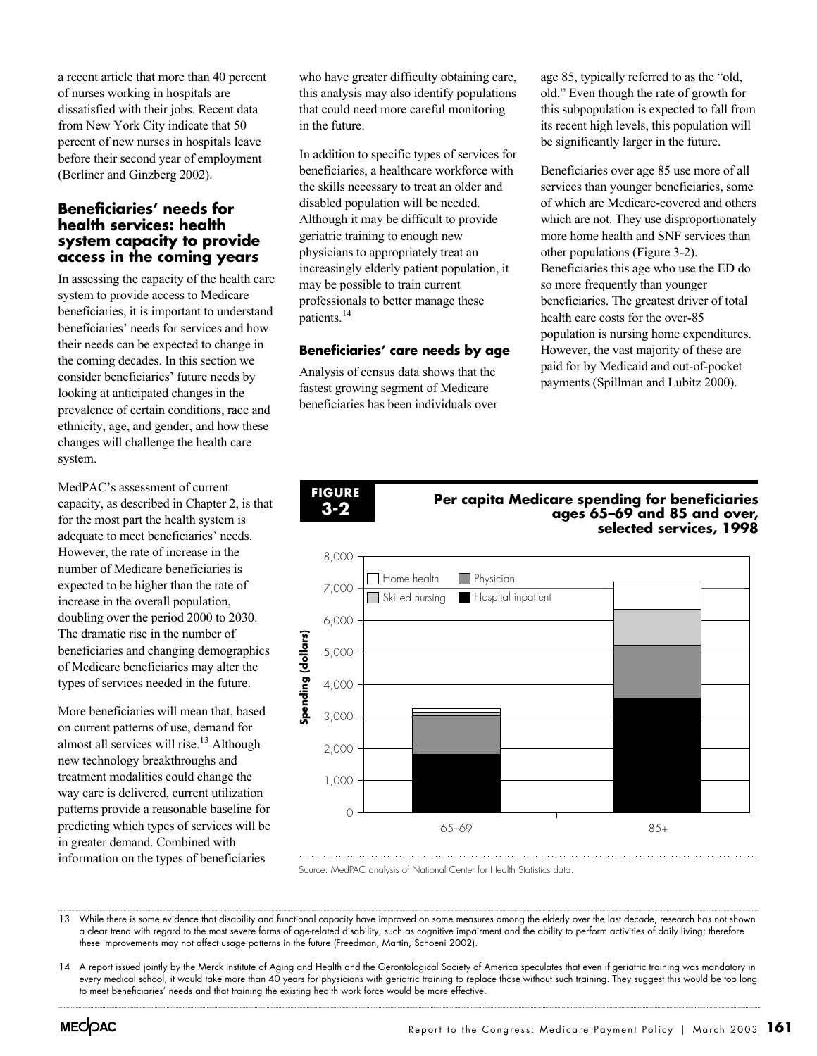a recent article that more than 40 percent of nurses working in hospitals are dissatisfied with their jobs. Recent data from New York City indicate that 50 percent of new nurses in hospitals leave before their second year of employment (Berliner and Ginzberg 2002).

## Beneficiaries' needs for health services: health system capacity to provide access in the coming years

In assessing the capacity of the health care system to provide access to Medicare beneficiaries, it is important to understand beneficiaries' needs for services and how their needs can be expected to change in the coming decades. In this section we consider beneficiaries' future needs by looking at anticipated changes in the prevalence of certain conditions, race and ethnicity, age, and gender, and how these changes will challenge the health care system.

MedPAC's assessment of current capacity, as described in Chapter 2, is that for the most part the health system is adequate to meet beneficiaries' needs. However, the rate of increase in the number of Medicare beneficiaries is expected to be higher than the rate of increase in the overall population, doubling over the period 2000 to 2030. The dramatic rise in the number of beneficiaries and changing demographics of Medicare beneficiaries may alter the types of services needed in the future.

More beneficiaries will mean that, based on current patterns of use, demand for almost all services will rise.[13] Although new technology breakthroughs and treatment modalities could change the way care is delivered, current utilization patterns provide a reasonable baseline for predicting which types of services will be in greater demand. Combined with information on the types of beneficiaries who have greater difficulty obtaining care, this analysis may also identify populations that could need more careful monitoring in the future.

In addition to specific types of services for beneficiaries, a healthcare workforce with the skills necessary to treat an older and disabled population will be needed. Although it may be difficult to provide geriatric training to enough new physicians to appropriately treat an increasingly elderly patient population, it may be possible to train current professionals to better manage these patients.[14]

### Beneficiaries' care needs by age

Analysis of census data shows that the fastest growing segment of Medicare beneficiaries has been individuals over age 85, typically referred to as the "old, old." Even though the rate of growth for this subpopulation is expected to fall from its recent high levels, this population will be significantly larger in the future.

Beneficiaries over age 85 use more of all services than younger beneficiaries, some of which are Medicare-covered and others which are not. They use disproportionately more home health and SNF services than other populations (Figure 3-2). Beneficiaries this age who use the ED do so more frequently than younger beneficiaries. The greatest driver of total health care costs for the over-85 population is nursing home expenditures. However, the vast majority of these are paid for by Medicaid and out-of-pocket payments (Spillman and Lubitz 2000).

**FIGURE 3-2**

**Per capita Medicare spending for beneficiaries ages 65–69 and 85 and over, selected services, 1998**

Source: MedPAC analysis of National Center for Health Statistics data.

---

13 While there is some evidence that disability and functional capacity have improved on some measures among the elderly over the last decade, research has not shown a clear trend with regard to the most severe forms of age-related disability, such as cognitive impairment and the ability to perform activities of daily living; therefore these improvements may not affect usage patterns in the future (Freedman, Martin, Schoeni 2002).

14 A report issued jointly by the Merck Institute of Aging and Health and the Gerontological Society of America speculates that even if geriatric training was mandatory in every medical school, it would take more than 40 years for physicians with geriatric training to replace those without such training. They suggest this would be too long to meet beneficiaries' needs and that training the existing health work force would be more effective.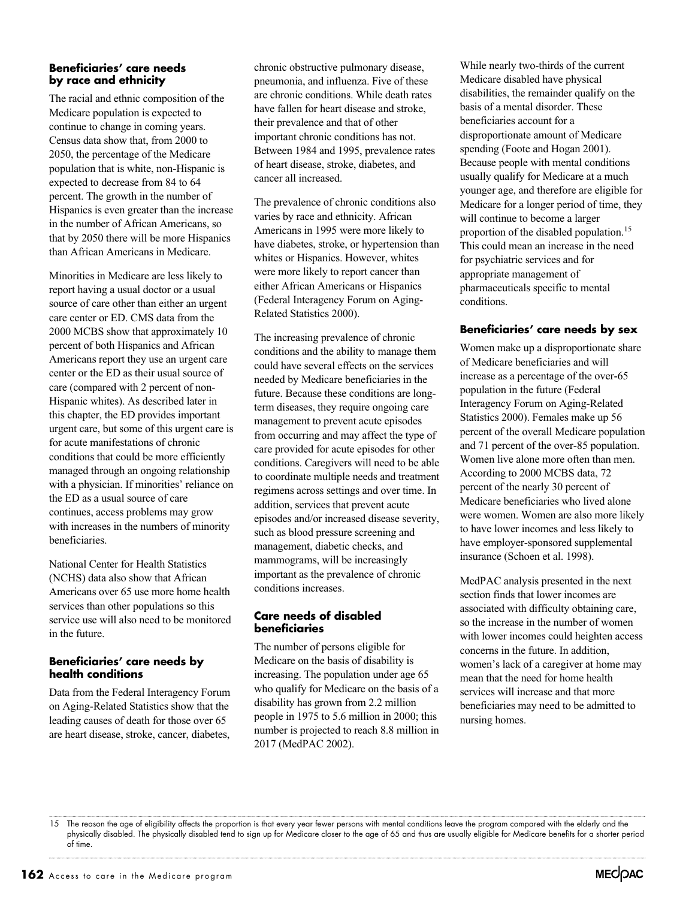### Beneficiaries' care needs by race and ethnicity

The racial and ethnic composition of the Medicare population is expected to continue to change in coming years. Census data show that, from 2000 to 2050, the percentage of the Medicare population that is white, non-Hispanic is expected to decrease from 84 to 64 percent. The growth in the number of Hispanics is even greater than the increase in the number of African Americans, so that by 2050 there will be more Hispanics than African Americans in Medicare.

Minorities in Medicare are less likely to report having a usual doctor or a usual source of care other than either an urgent care center or ED. CMS data from the 2000 MCBS show that approximately 10 percent of both Hispanics and African Americans report they use an urgent care center or the ED as their usual source of care (compared with 2 percent of non-Hispanic whites). As described later in this chapter, the ED provides important urgent care, but some of this urgent care is for acute manifestations of chronic conditions that could be more efficiently managed through an ongoing relationship with a physician. If minorities' reliance on the ED as a usual source of care continues, access problems may grow with increases in the numbers of minority beneficiaries.

National Center for Health Statistics (NCHS) data also show that African Americans over 65 use more home health services than other populations so this service use will also need to be monitored in the future.

### Beneficiaries' care needs by health conditions

Data from the Federal Interagency Forum on Aging-Related Statistics show that the leading causes of death for those over 65 are heart disease, stroke, cancer, diabetes, chronic obstructive pulmonary disease, pneumonia, and influenza. Five of these are chronic conditions. While death rates have fallen for heart disease and stroke, their prevalence and that of other important chronic conditions has not. Between 1984 and 1995, prevalence rates of heart disease, stroke, diabetes, and cancer all increased.

The prevalence of chronic conditions also varies by race and ethnicity. African Americans in 1995 were more likely to have diabetes, stroke, or hypertension than whites or Hispanics. However, whites were more likely to report cancer than either African Americans or Hispanics (Federal Interagency Forum on Aging-Related Statistics 2000).

The increasing prevalence of chronic conditions and the ability to manage them could have several effects on the services needed by Medicare beneficiaries in the future. Because these conditions are long-term diseases, they require ongoing care management to prevent acute episodes from occurring and may affect the type of care provided for acute episodes for other conditions. Caregivers will need to be able to coordinate multiple needs and treatment regimens across settings and over time. In addition, services that prevent acute episodes and/or increased disease severity, such as blood pressure screening and management, diabetic checks, and mammograms, will be increasingly important as the prevalence of chronic conditions increases.

### Care needs of disabled beneficiaries

The number of persons eligible for Medicare on the basis of disability is increasing. The population under age 65 who qualify for Medicare on the basis of a disability has grown from 2.2 million people in 1975 to 5.6 million in 2000; this number is projected to reach 8.8 million in 2017 (MedPAC 2002).

While nearly two-thirds of the current Medicare disabled have physical disabilities, the remainder qualify on the basis of a mental disorder. These beneficiaries account for a disproportionate amount of Medicare spending (Foote and Hogan 2001). Because people with mental conditions usually qualify for Medicare at a much younger age, and therefore are eligible for Medicare for a longer period of time, they will continue to become a larger proportion of the disabled population.[15] This could mean an increase in the need for psychiatric services and for appropriate management of pharmaceuticals specific to mental conditions.

### Beneficiaries' care needs by sex

Women make up a disproportionate share of Medicare beneficiaries and will increase as a percentage of the over-65 population in the future (Federal Interagency Forum on Aging-Related Statistics 2000). Females make up 56 percent of the overall Medicare population and 71 percent of the over-85 population. Women live alone more often than men. According to 2000 MCBS data, 72 percent of the nearly 30 percent of Medicare beneficiaries who lived alone were women. Women are also more likely to have lower incomes and less likely to have employer-sponsored supplemental insurance (Schoen et al. 1998).

MedPAC analysis presented in the next section finds that lower incomes are associated with difficulty obtaining care, so the increase in the number of women with lower incomes could heighten access concerns in the future. In addition, women's lack of a caregiver at home may mean that the need for home health services will increase and that more beneficiaries may need to be admitted to nursing homes.

---

15 The reason the age of eligibility affects the proportion is that every year fewer persons with mental conditions leave the program compared with the elderly and the physically disabled. The physically disabled tend to sign up for Medicare closer to the age of 65 and thus are usually eligible for Medicare benefits for a shorter period of time.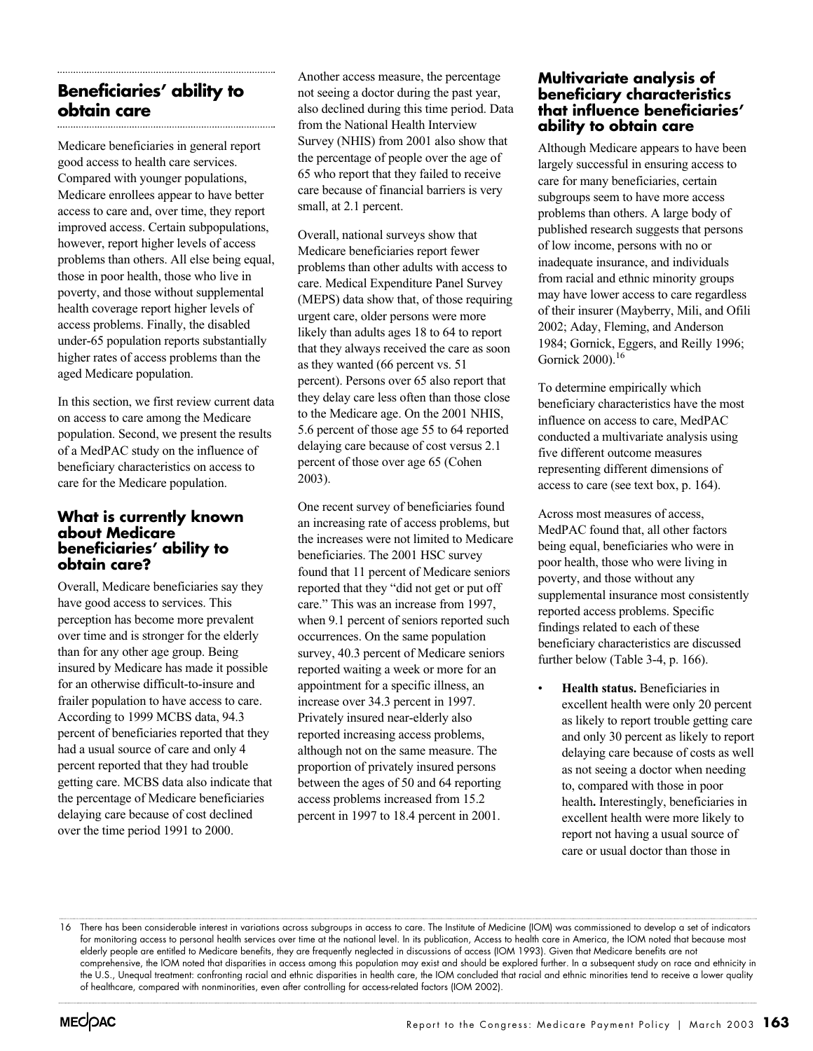## Beneficiaries' ability to obtain care

Medicare beneficiaries in general report good access to health care services. Compared with younger populations, Medicare enrollees appear to have better access to care and, over time, they report improved access. Certain subpopulations, however, report higher levels of access problems than others. All else being equal, those in poor health, those who live in poverty, and those without supplemental health coverage report higher levels of access problems. Finally, the disabled under-65 population reports substantially higher rates of access problems than the aged Medicare population.

In this section, we first review current data on access to care among the Medicare population. Second, we present the results of a MedPAC study on the influence of beneficiary characteristics on access to care for the Medicare population.

### What is currently known about Medicare beneficiaries' ability to obtain care?

Overall, Medicare beneficiaries say they have good access to services. This perception has become more prevalent over time and is stronger for the elderly than for any other age group. Being insured by Medicare has made it possible for an otherwise difficult-to-insure and frailer population to have access to care. According to 1999 MCBS data, 94.3 percent of beneficiaries reported that they had a usual source of care and only 4 percent reported that they had trouble getting care. MCBS data also indicate that the percentage of Medicare beneficiaries delaying care because of cost declined over the time period 1991 to 2000.

Another access measure, the percentage not seeing a doctor during the past year, also declined during this time period. Data from the National Health Interview Survey (NHIS) from 2001 also show that the percentage of people over the age of 65 who report that they failed to receive care because of financial barriers is very small, at 2.1 percent.

Overall, national surveys show that Medicare beneficiaries report fewer problems than other adults with access to care. Medical Expenditure Panel Survey (MEPS) data show that, of those requiring urgent care, older persons were more likely than adults ages 18 to 64 to report that they always received the care as soon as they wanted (66 percent vs. 51 percent). Persons over 65 also report that they delay care less often than those close to the Medicare age. On the 2001 NHIS, 5.6 percent of those age 55 to 64 reported delaying care because of cost versus 2.1 percent of those over age 65 (Cohen 2003).

One recent survey of beneficiaries found an increasing rate of access problems, but the increases were not limited to Medicare beneficiaries. The 2001 HSC survey found that 11 percent of Medicare seniors reported that they "did not get or put off care." This was an increase from 1997, when 9.1 percent of seniors reported such occurrences. On the same population survey, 40.3 percent of Medicare seniors reported waiting a week or more for an appointment for a specific illness, an increase over 34.3 percent in 1997. Privately insured near-elderly also reported increasing access problems, although not on the same measure. The proportion of privately insured persons between the ages of 50 and 64 reporting access problems increased from 15.2 percent in 1997 to 18.4 percent in 2001.

### Multivariate analysis of beneficiary characteristics that influence beneficiaries' ability to obtain care

Although Medicare appears to have been largely successful in ensuring access to care for many beneficiaries, certain subgroups seem to have more access problems than others. A large body of published research suggests that persons of low income, persons with no or inadequate insurance, and individuals from racial and ethnic minority groups may have lower access to care regardless of their insurer (Mayberry, Mili, and Ofili 2002; Aday, Fleming, and Anderson 1984; Gornick, Eggers, and Reilly 1996; Gornick 2000).[16]

To determine empirically which beneficiary characteristics have the most influence on access to care, MedPAC conducted a multivariate analysis using five different outcome measures representing different dimensions of access to care (see text box, p. 164).

Across most measures of access, MedPAC found that, all other factors being equal, beneficiaries who were in poor health, those who were living in poverty, and those without any supplemental insurance most consistently reported access problems. Specific findings related to each of these beneficiary characteristics are discussed further below (Table 3-4, p. 166).

- **Health status.** Beneficiaries in excellent health were only 20 percent as likely to report trouble getting care and only 30 percent as likely to report delaying care because of costs as well as not seeing a doctor when needing to, compared with those in poor health**.** Interestingly, beneficiaries in excellent health were more likely to report not having a usual source of care or usual doctor than those in

16 There has been considerable interest in variations across subgroups in access to care. The Institute of Medicine (IOM) was commissioned to develop a set of indicators for monitoring access to personal health services over time at the national level. In its publication, Access to health care in America, the IOM noted that because most elderly people are entitled to Medicare benefits, they are frequently neglected in discussions of access (IOM 1993). Given that Medicare benefits are not comprehensive, the IOM noted that disparities in access among this population may exist and should be explored further. In a subsequent study on race and ethnicity in the U.S., Unequal treatment: confronting racial and ethnic disparities in health care, the IOM concluded that racial and ethnic minorities tend to receive a lower quality of healthcare, compared with nonminorities, even after controlling for access-related factors (IOM 2002).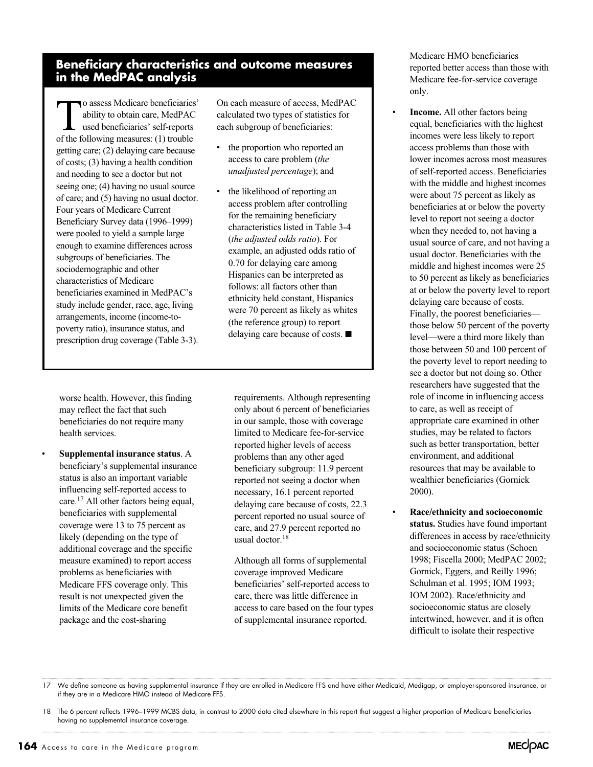## Beneficiary characteristics and outcome measures in the MedPAC analysis

To assess Medicare beneficiaries' ability to obtain care, MedPAC used beneficiaries' self-reports of the following measures: (1) trouble getting care; (2) delaying care because of costs; (3) having a health condition and needing to see a doctor but not seeing one; (4) having no usual source of care; and (5) having no usual doctor. Four years of Medicare Current Beneficiary Survey data (1996–1999) were pooled to yield a sample large enough to examine differences across subgroups of beneficiaries. The sociodemographic and other characteristics of Medicare beneficiaries examined in MedPAC's study include gender, race, age, living arrangements, income (income-to-poverty ratio), insurance status, and prescription drug coverage (Table 3-3).

On each measure of access, MedPAC calculated two types of statistics for each subgroup of beneficiaries:

- the proportion who reported an access to care problem (*the unadjusted percentage*); and
- the likelihood of reporting an access problem after controlling for the remaining beneficiary characteristics listed in Table 3-4 (*the adjusted odds ratio*). For example, an adjusted odds ratio of 0.70 for delaying care among Hispanics can be interpreted as follows: all factors other than ethnicity held constant, Hispanics were 70 percent as likely as whites (the reference group) to report delaying care because of costs. ■

worse health. However, this finding may reflect the fact that such beneficiaries do not require many health services.

- **Supplemental insurance status**. A beneficiary's supplemental insurance status is also an important variable influencing self-reported access to care.[17] All other factors being equal, beneficiaries with supplemental coverage were 13 to 75 percent as likely (depending on the type of additional coverage and the specific measure examined) to report access problems as beneficiaries with Medicare FFS coverage only. This result is not unexpected given the limits of the Medicare core benefit package and the cost-sharing requirements. Although representing only about 6 percent of beneficiaries in our sample, those with coverage limited to Medicare fee-for-service reported higher levels of access problems than any other aged beneficiary subgroup: 11.9 percent reported not seeing a doctor when necessary, 16.1 percent reported delaying care because of costs, 22.3 percent reported no usual source of care, and 27.9 percent reported no usual doctor.[18]

  Although all forms of supplemental coverage improved Medicare beneficiaries' self-reported access to care, there was little difference in access to care based on the four types of supplemental insurance reported. Medicare HMO beneficiaries reported better access than those with Medicare fee-for-service coverage only.

- **Income.** All other factors being equal, beneficiaries with the highest incomes were less likely to report access problems than those with lower incomes across most measures of self-reported access. Beneficiaries with the middle and highest incomes were about 75 percent as likely as beneficiaries at or below the poverty level to report not seeing a doctor when they needed to, not having a usual source of care, and not having a usual doctor. Beneficiaries with the middle and highest incomes were 25 to 50 percent as likely as beneficiaries at or below the poverty level to report delaying care because of costs. Finally, the poorest beneficiaries—those below 50 percent of the poverty level—were a third more likely than those between 50 and 100 percent of the poverty level to report needing to see a doctor but not doing so. Other researchers have suggested that the role of income in influencing access to care, as well as receipt of appropriate care examined in other studies, may be related to factors such as better transportation, better environment, and additional resources that may be available to wealthier beneficiaries (Gornick 2000).

- **Race/ethnicity and socioeconomic status.** Studies have found important differences in access by race/ethnicity and socioeconomic status (Schoen 1998; Fiscella 2000; MedPAC 2002; Gornick, Eggers, and Reilly 1996; Schulman et al. 1995; IOM 1993; IOM 2002). Race/ethnicity and socioeconomic status are closely intertwined, however, and it is often difficult to isolate their respective

17 We define someone as having supplemental insurance if they are enrolled in Medicare FFS and have either Medicaid, Medigap, or employer-sponsored insurance, or if they are in a Medicare HMO instead of Medicare FFS.

18 The 6 percent reflects 1996–1999 MCBS data, in contrast to 2000 data cited elsewhere in this report that suggest a higher proportion of Medicare beneficiaries having no supplemental insurance coverage.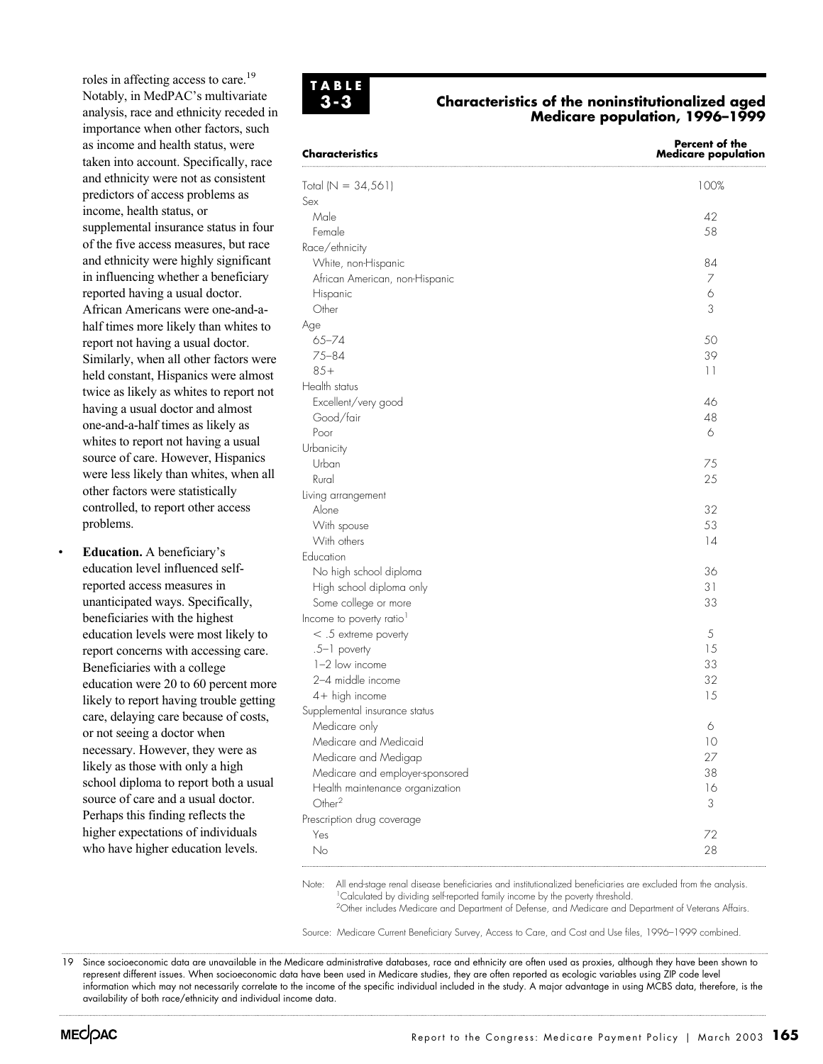roles in affecting access to care.[19] Notably, in MedPAC's multivariate analysis, race and ethnicity receded in importance when other factors, such as income and health status, were taken into account. Specifically, race and ethnicity were not as consistent predictors of access problems as income, health status, or supplemental insurance status in four of the five access measures, but race and ethnicity were highly significant in influencing whether a beneficiary reported having a usual doctor. African Americans were one-and-a-half times more likely than whites to report not having a usual doctor. Similarly, when all other factors were held constant, Hispanics were almost twice as likely as whites to report not having a usual doctor and almost one-and-a-half times as likely as whites to report not having a usual source of care. However, Hispanics were less likely than whites, when all other factors were statistically controlled, to report other access problems.

- **Education.** A beneficiary's education level influenced self-reported access measures in unanticipated ways. Specifically, beneficiaries with the highest education levels were most likely to report concerns with accessing care. Beneficiaries with a college education were 20 to 60 percent more likely to report having trouble getting care, delaying care because of costs, or not seeing a doctor when necessary. However, they were as likely as those with only a high school diploma to report both a usual source of care and a usual doctor. Perhaps this finding reflects the higher expectations of individuals who have higher education levels.

**TABLE 3-3**

**Characteristics of the noninstitutionalized aged Medicare population, 1996–1999**

| Characteristics | Percent of the Medicare population |
|---|---|
| Total (N = 34,561) | 100% |
| Sex | |
| Male | 42 |
| Female | 58 |
| Race/ethnicity | |
| White, non-Hispanic | 84 |
| African American, non-Hispanic | 7 |
| Hispanic | 6 |
| Other | 3 |
| Age | |
| 65–74 | 50 |
| 75–84 | 39 |
| 85+ | 11 |
| Health status | |
| Excellent/very good | 46 |
| Good/fair | 48 |
| Poor | 6 |
| Urbanicity | |
| Urban | 75 |
| Rural | 25 |
| Living arrangement | |
| Alone | 32 |
| With spouse | 53 |
| With others | 14 |
| Education | |
| No high school diploma | 36 |
| High school diploma only | 31 |
| Some college or more | 33 |
| Income to poverty ratio[1] | |
| < .5 extreme poverty | 5 |
| .5–1 poverty | 15 |
| 1–2 low income | 33 |
| 2–4 middle income | 32 |
| 4+ high income | 15 |
| Supplemental insurance status | |
| Medicare only | 6 |
| Medicare and Medicaid | 10 |
| Medicare and Medigap | 27 |
| Medicare and employer-sponsored | 38 |
| Health maintenance organization | 16 |
| Other[2] | 3 |
| Prescription drug coverage | |
| Yes | 72 |
| No | 28 |

Note: All end-stage renal disease beneficiaries and institutionalized beneficiaries are excluded from the analysis.
[1]Calculated by dividing self-reported family income by the poverty threshold.
[2]Other includes Medicare and Department of Defense, and Medicare and Department of Veterans Affairs.

Source: Medicare Current Beneficiary Survey, Access to Care, and Cost and Use files, 1996–1999 combined.

19 Since socioeconomic data are unavailable in the Medicare administrative databases, race and ethnicity are often used as proxies, although they have been shown to represent different issues. When socioeconomic data have been used in Medicare studies, they are often reported as ecologic variables using ZIP code level information which may not necessarily correlate to the income of the specific individual included in the study. A major advantage in using MCBS data, therefore, is the availability of both race/ethnicity and individual income data.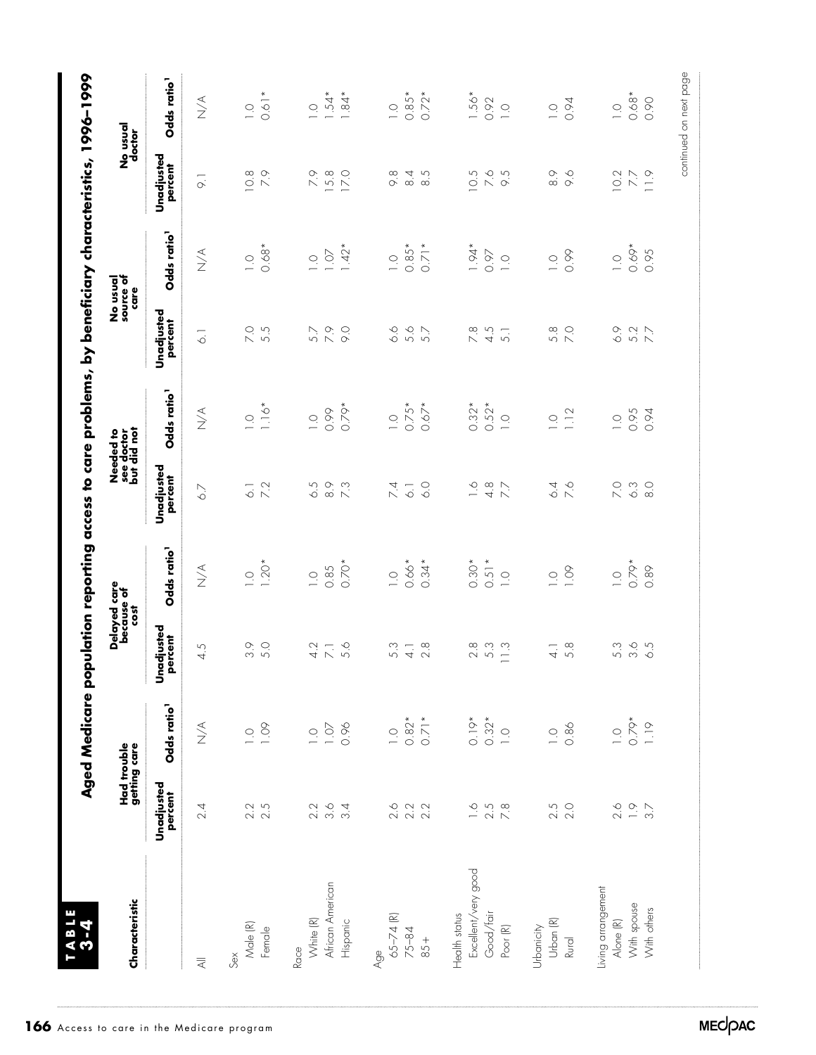## TABLE 3-4

### Aged Medicare population reporting access to care problems, by beneficiary characteristics, 1996–1999

| Characteristic | Had trouble getting care | | Delayed care because of cost | | Needed to see doctor but did not | | No usual source of care | | No usual doctor | |
|---|---|---|---|---|---|---|---|---|---|---|
| | Unadjusted percent | Odds ratio[1] | Unadjusted percent | Odds ratio[1] | Unadjusted percent | Odds ratio[1] | Unadjusted percent | Odds ratio[1] | Unadjusted percent | Odds ratio[1] |
| All | 2.4 | N/A | 4.5 | N/A | 6.7 | N/A | 6.1 | N/A | 9.1 | N/A |
| Sex | | | | | | | | | | |
| Male (R) | 2.2 | 1.0 | 3.9 | 1.0 | 6.1 | 1.0 | 7.0 | 1.0 | 10.8 | 1.0 |
| Female | 2.5 | 1.09 | 5.0 | 1.20* | 7.2 | 1.16* | 5.5 | 0.68* | 7.9 | 0.61* |
| Race | | | | | | | | | | |
| White (R) | 2.2 | 1.0 | 4.2 | 1.0 | 6.5 | 1.0 | 5.7 | 1.0 | 7.9 | 1.0 |
| African American | 3.6 | 1.07 | 7.1 | 0.85 | 8.9 | 0.99 | 7.9 | 1.07 | 15.8 | 1.54* |
| Hispanic | 3.4 | 0.96 | 5.6 | 0.70* | 7.3 | 0.79* | 9.0 | 1.42* | 17.0 | 1.84* |
| Age | | | | | | | | | | |
| 65–74 (R) | 2.6 | 1.0 | 5.3 | 1.0 | 7.4 | 1.0 | 6.6 | 1.0 | 9.8 | 1.0 |
| 75–84 | 2.2 | 0.82* | 4.1 | 0.66* | 6.1 | 0.75* | 5.6 | 0.85* | 8.4 | 0.85* |
| 85+ | 2.2 | 0.71* | 2.8 | 0.34* | 6.0 | 0.67* | 5.7 | 0.71* | 8.5 | 0.72* |
| Health status | | | | | | | | | | |
| Excellent/very good | 1.6 | 0.19* | 2.8 | 0.30* | 1.6 | 0.32* | 7.8 | 1.94* | 10.5 | 1.56* |
| Good/fair | 2.5 | 0.32* | 5.3 | 0.51* | 4.8 | 0.52* | 4.5 | 0.97 | 7.6 | 0.92 |
| Poor (R) | 7.8 | 1.0 | 11.3 | 1.0 | 7.7 | 1.0 | 5.1 | 1.0 | 9.5 | 1.0 |
| Urbanicity | | | | | | | | | | |
| Urban (R) | 2.5 | 1.0 | 4.1 | 1.0 | 6.4 | 1.0 | 5.8 | 1.0 | 8.9 | 1.0 |
| Rural | 2.0 | 0.86 | 5.8 | 1.09 | 7.6 | 1.12 | 7.0 | 0.99 | 9.6 | 0.94 |
| Living arrangement | | | | | | | | | | |
| Alone (R) | 2.6 | 1.0 | 5.3 | 1.0 | 7.0 | 1.0 | 6.9 | 1.0 | 10.2 | 1.0 |
| With spouse | 1.9 | 0.79* | 3.6 | 0.79* | 6.3 | 0.95 | 5.2 | 0.69* | 7.7 | 0.68* |
| With others | 3.7 | 1.19 | 6.5 | 0.89 | 8.0 | 0.94 | 7.7 | 0.95 | 11.9 | 0.90 |

continued on next page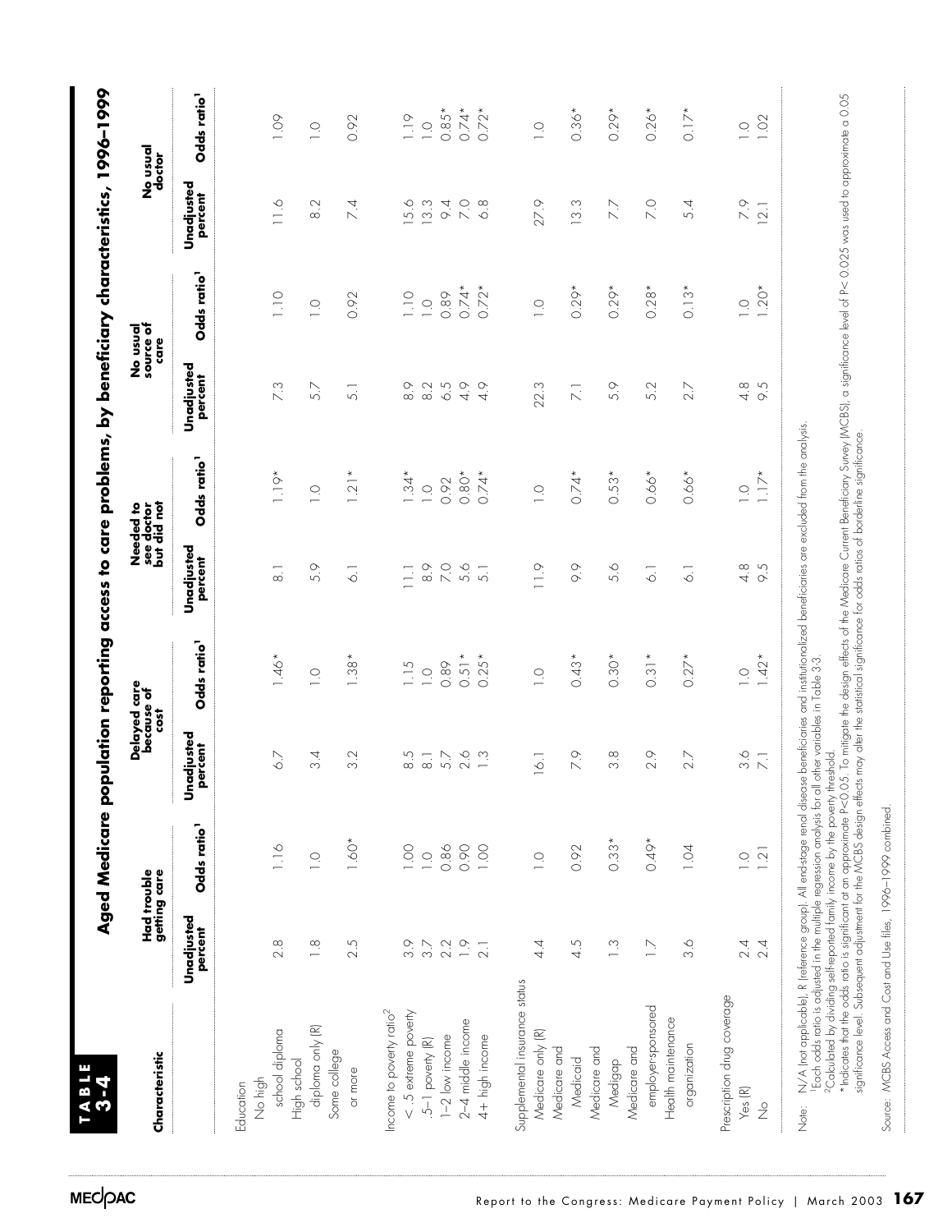## TABLE 3-4 Aged Medicare population reporting access to care problems, by beneficiary characteristics, 1996–1999

| Characteristic | Had trouble getting care | | Delayed care because of cost | | Needed to see doctor but did not | | No usual source of care | | No usual doctor | |
|---|---|---|---|---|---|---|---|---|---|---|
| | Unadjusted percent | Odds ratio[1] | Unadjusted percent | Odds ratio[1] | Unadjusted percent | Odds ratio[1] | Unadjusted percent | Odds ratio[1] | Unadjusted percent | Odds ratio[1] |
| **Education** | | | | | | | | | | |
| No high school diploma | 2.8 | 1.16 | 6.7 | 1.46* | 8.1 | 1.19* | 7.3 | 1.10 | 11.6 | 1.09 |
| High school diploma only (R) | 1.8 | 1.0 | 3.4 | 1.0 | 5.9 | 1.0 | 5.7 | 1.0 | 8.2 | 1.0 |
| Some college or more | 2.5 | 1.60* | 3.2 | 1.38* | 6.1 | 1.21* | 5.1 | 0.92 | 7.4 | 0.92 |
| **Income to poverty ratio[2]** | | | | | | | | | | |
| < .5 extreme poverty | 3.9 | 1.00 | 8.5 | 1.15 | 11.1 | 1.34* | 8.9 | 1.10 | 15.6 | 1.19 |
| .5–1 poverty (R) | 3.7 | 1.0 | 8.1 | 1.0 | 8.9 | 1.0 | 8.2 | 1.0 | 13.3 | 1.0 |
| 1–2 low income | 2.2 | 0.86 | 5.7 | 0.89 | 7.0 | 0.92 | 6.5 | 0.89 | 9.4 | 0.85* |
| 2–4 middle income | 1.9 | 0.90 | 2.6 | 0.51* | 5.6 | 0.80* | 4.9 | 0.74* | 7.0 | 0.74* |
| 4+ high income | 2.1 | 1.00 | 1.3 | 0.25* | 5.1 | 0.74* | 4.9 | 0.72* | 6.8 | 0.72* |
| **Supplemental insurance status** | | | | | | | | | | |
| Medicare only (R) | 4.4 | 1.0 | 16.1 | 1.0 | 11.9 | 1.0 | 22.3 | 1.0 | 27.9 | 1.0 |
| Medicare and Medicaid | 4.5 | 0.92 | 7.9 | 0.43* | 9.9 | 0.74* | 7.1 | 0.29* | 13.3 | 0.36* |
| Medicare and Medigap | 1.3 | 0.33* | 3.8 | 0.30* | 5.6 | 0.53* | 5.9 | 0.29* | 7.7 | 0.29* |
| Medicare and employer-sponsored | 1.7 | 0.49* | 2.9 | 0.31* | 6.1 | 0.66* | 5.2 | 0.28* | 7.0 | 0.26* |
| Health maintenance organization | 3.6 | 1.04 | 2.7 | 0.27* | 6.1 | 0.66* | 2.7 | 0.13* | 5.4 | 0.17* |
| **Prescription drug coverage** | | | | | | | | | | |
| Yes (R) | 2.4 | 1.0 | 3.6 | 1.0 | 4.8 | 1.0 | 4.8 | 1.0 | 7.9 | 1.0 |
| No | 2.4 | 1.21 | 7.1 | 1.42* | 9.5 | 1.17* | 9.5 | 1.20* | 12.1 | 1.02 |

Note: N/A (not applicable), R (reference group). All end-stage renal disease beneficiaries and institutionalized beneficiaries are excluded from the analysis.
[1]Each odds ratio is adjusted in the multiple regression analysis for all other variables in Table 3-3.
[2]Calculated by dividing self-reported family income by the poverty threshold.
*Indicates that the odds ratio is significant at an approximate P<0.05. To mitigate the design effects of the Medicare Current Beneficiary Survey (MCBS), a significance level of P< 0.025 was used to approximate a 0.05 significance level. Subsequent adjustment for the MCBS design effects may alter the statistical significance for odds ratios of borderline significance.

Source: MCBS Access and Cost and Use files, 1996–1999 combined.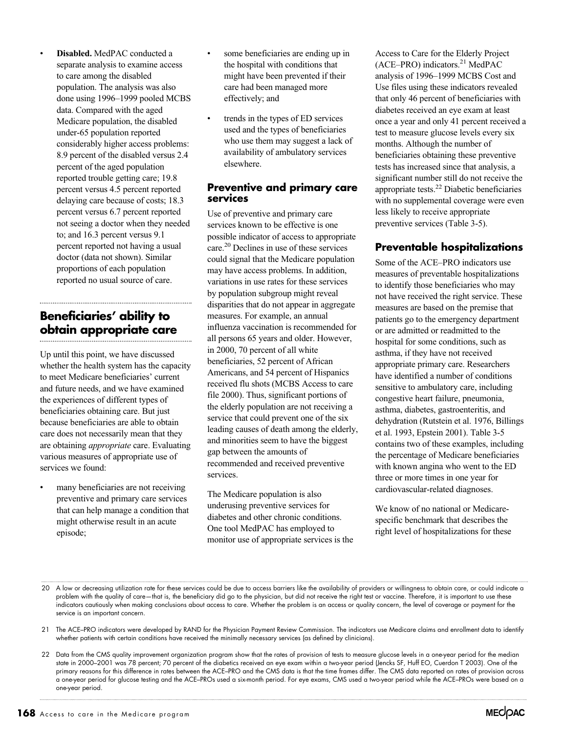- **Disabled.** MedPAC conducted a separate analysis to examine access to care among the disabled population. The analysis was also done using 1996–1999 pooled MCBS data. Compared with the aged Medicare population, the disabled under-65 population reported considerably higher access problems: 8.9 percent of the disabled versus 2.4 percent of the aged population reported trouble getting care; 19.8 percent versus 4.5 percent reported delaying care because of costs; 18.3 percent versus 6.7 percent reported not seeing a doctor when they needed to; and 16.3 percent versus 9.1 percent reported not having a usual doctor (data not shown). Similar proportions of each population reported no usual source of care.

## Beneficiaries' ability to obtain appropriate care

Up until this point, we have discussed whether the health system has the capacity to meet Medicare beneficiaries' current and future needs, and we have examined the experiences of different types of beneficiaries obtaining care. But just because beneficiaries are able to obtain care does not necessarily mean that they are obtaining *appropriate* care. Evaluating various measures of appropriate use of services we found:

- many beneficiaries are not receiving preventive and primary care services that can help manage a condition that might otherwise result in an acute episode;
- some beneficiaries are ending up in the hospital with conditions that might have been prevented if their care had been managed more effectively; and
- trends in the types of ED services used and the types of beneficiaries who use them may suggest a lack of availability of ambulatory services elsewhere.

### Preventive and primary care services

Use of preventive and primary care services known to be effective is one possible indicator of access to appropriate care.[20] Declines in use of these services could signal that the Medicare population may have access problems. In addition, variations in use rates for these services by population subgroup might reveal disparities that do not appear in aggregate measures. For example, an annual influenza vaccination is recommended for all persons 65 years and older. However, in 2000, 70 percent of all white beneficiaries, 52 percent of African Americans, and 54 percent of Hispanics received flu shots (MCBS Access to care file 2000). Thus, significant portions of the elderly population are not receiving a service that could prevent one of the six leading causes of death among the elderly, and minorities seem to have the biggest gap between the amounts of recommended and received preventive services.

The Medicare population is also underusing preventive services for diabetes and other chronic conditions. One tool MedPAC has employed to monitor use of appropriate services is the Access to Care for the Elderly Project (ACE–PRO) indicators.[21] MedPAC analysis of 1996–1999 MCBS Cost and Use files using these indicators revealed that only 46 percent of beneficiaries with diabetes received an eye exam at least once a year and only 41 percent received a test to measure glucose levels every six months. Although the number of beneficiaries obtaining these preventive tests has increased since that analysis, a significant number still do not receive the appropriate tests.[22] Diabetic beneficiaries with no supplemental coverage were even less likely to receive appropriate preventive services (Table 3-5).

### Preventable hospitalizations

Some of the ACE–PRO indicators use measures of preventable hospitalizations to identify those beneficiaries who may not have received the right service. These measures are based on the premise that patients go to the emergency department or are admitted or readmitted to the hospital for some conditions, such as asthma, if they have not received appropriate primary care. Researchers have identified a number of conditions sensitive to ambulatory care, including congestive heart failure, pneumonia, asthma, diabetes, gastroenteritis, and dehydration (Rutstein et al. 1976, Billings et al. 1993, Epstein 2001). Table 3-5 contains two of these examples, including the percentage of Medicare beneficiaries with known angina who went to the ED three or more times in one year for cardiovascular-related diagnoses.

We know of no national or Medicare-specific benchmark that describes the right level of hospitalizations for these

20 A low or decreasing utilization rate for these services could be due to access barriers like the availability of providers or willingness to obtain care, or could indicate a problem with the quality of care—that is, the beneficiary did go to the physician, but did not receive the right test or vaccine. Therefore, it is important to use these indicators cautiously when making conclusions about access to care. Whether the problem is an access or quality concern, the level of coverage or payment for the service is an important concern.

21 The ACE–PRO indicators were developed by RAND for the Physician Payment Review Commission. The indicators use Medicare claims and enrollment data to identify whether patients with certain conditions have received the minimally necessary services (as defined by clinicians).

22 Data from the CMS quality improvement organization program show that the rates of provision of tests to measure glucose levels in a one-year period for the median state in 2000–2001 was 78 percent; 70 percent of the diabetics received an eye exam within a two-year period (Jencks SF, Huff EO, Cuerdon T 2003). One of the primary reasons for this difference in rates between the ACE–PRO and the CMS data is that the time frames differ. The CMS data reported on rates of provision across a one-year period for glucose testing and the ACE–PROs used a six-month period. For eye exams, CMS used a two-year period while the ACE–PROs were based on a one-year period.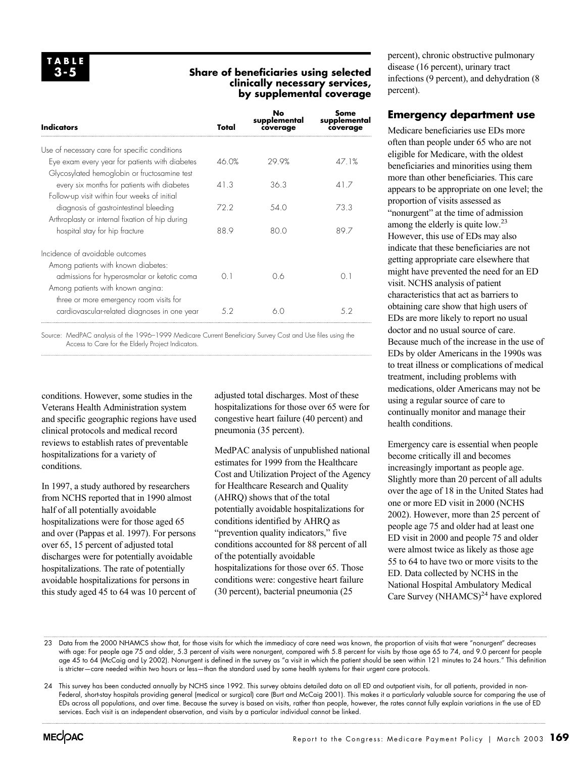**TABLE 3-5**

**Share of beneficiaries using selected clinically necessary services, by supplemental coverage**

| Indicators | Total | No supplemental coverage | Some supplemental coverage |
|---|---|---|---|
| Use of necessary care for specific conditions | | | |
| Eye exam every year for patients with diabetes | 46.0% | 29.9% | 47.1% |
| Glycosylated hemoglobin or fructosamine test every six months for patients with diabetes | 41.3 | 36.3 | 41.7 |
| Follow-up visit within four weeks of initial diagnosis of gastrointestinal bleeding | 72.2 | 54.0 | 73.3 |
| Arthroplasty or internal fixation of hip during hospital stay for hip fracture | 88.9 | 80.0 | 89.7 |
| Incidence of avoidable outcomes | | | |
| Among patients with known diabetes: admissions for hyperosmolar or ketotic coma | 0.1 | 0.6 | 0.1 |
| Among patients with known angina: three or more emergency room visits for cardiovascular-related diagnoses in one year | 5.2 | 6.0 | 5.2 |

Source: MedPAC analysis of the 1996–1999 Medicare Current Beneficiary Survey Cost and Use files using the Access to Care for the Elderly Project Indicators.

conditions. However, some studies in the Veterans Health Administration system and specific geographic regions have used clinical protocols and medical record reviews to establish rates of preventable hospitalizations for a variety of conditions.

In 1997, a study authored by researchers from NCHS reported that in 1990 almost half of all potentially avoidable hospitalizations were for those aged 65 and over (Pappas et al. 1997). For persons over 65, 15 percent of adjusted total discharges were for potentially avoidable hospitalizations. The rate of potentially avoidable hospitalizations for persons in this study aged 45 to 64 was 10 percent of adjusted total discharges. Most of these hospitalizations for those over 65 were for congestive heart failure (40 percent) and pneumonia (35 percent).

MedPAC analysis of unpublished national estimates for 1999 from the Healthcare Cost and Utilization Project of the Agency for Healthcare Research and Quality (AHRQ) shows that of the total potentially avoidable hospitalizations for conditions identified by AHRQ as "prevention quality indicators," five conditions accounted for 88 percent of all of the potentially avoidable hospitalizations for those over 65. Those conditions were: congestive heart failure (30 percent), bacterial pneumonia (25 percent), chronic obstructive pulmonary disease (16 percent), urinary tract infections (9 percent), and dehydration (8 percent).

## Emergency department use

Medicare beneficiaries use EDs more often than people under 65 who are not eligible for Medicare, with the oldest beneficiaries and minorities using them more than other beneficiaries. This care appears to be appropriate on one level; the proportion of visits assessed as "nonurgent" at the time of admission among the elderly is quite low.[23] However, this use of EDs may also indicate that these beneficiaries are not getting appropriate care elsewhere that might have prevented the need for an ED visit. NCHS analysis of patient characteristics that act as barriers to obtaining care show that high users of EDs are more likely to report no usual doctor and no usual source of care. Because much of the increase in the use of EDs by older Americans in the 1990s was to treat illness or complications of medical treatment, including problems with medications, older Americans may not be using a regular source of care to continually monitor and manage their health conditions.

Emergency care is essential when people become critically ill and becomes increasingly important as people age. Slightly more than 20 percent of all adults over the age of 18 in the United States had one or more ED visit in 2000 (NCHS 2002). However, more than 25 percent of people age 75 and older had at least one ED visit in 2000 and people 75 and older were almost twice as likely as those age 55 to 64 to have two or more visits to the ED. Data collected by NCHS in the National Hospital Ambulatory Medical Care Survey (NHAMCS)[24] have explored

23 Data from the 2000 NHAMCS show that, for those visits for which the immediacy of care need was known, the proportion of visits that were "nonurgent" decreases with age: For people age 75 and older, 5.3 percent of visits were nonurgent, compared with 5.8 percent for visits by those age 65 to 74, and 9.0 percent for people age 45 to 64 (McCaig and Ly 2002). Nonurgent is defined in the survey as "a visit in which the patient should be seen within 121 minutes to 24 hours." This definition is stricter—care needed within two hours or less—than the standard used by some health systems for their urgent care protocols.

24 This survey has been conducted annually by NCHS since 1992. This survey obtains detailed data on all ED and outpatient visits, for all patients, provided in non-Federal, short-stay hospitals providing general (medical or surgical) care (Burt and McCaig 2001). This makes it a particularly valuable source for comparing the use of EDs across all populations, and over time. Because the survey is based on visits, rather than people, however, the rates cannot fully explain variations in the use of ED services. Each visit is an independent observation, and visits by a particular individual cannot be linked.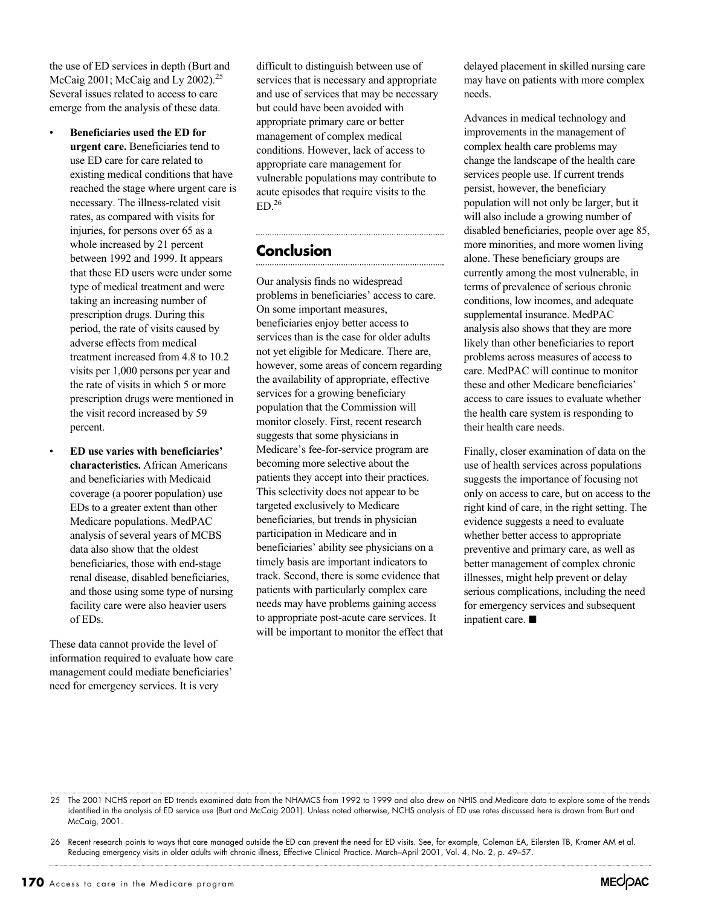the use of ED services in depth (Burt and McCaig 2001; McCaig and Ly 2002).[25] Several issues related to access to care emerge from the analysis of these data.

- **Beneficiaries used the ED for urgent care.** Beneficiaries tend to use ED care for care related to existing medical conditions that have reached the stage where urgent care is necessary. The illness-related visit rates, as compared with visits for injuries, for persons over 65 as a whole increased by 21 percent between 1992 and 1999. It appears that these ED users were under some type of medical treatment and were taking an increasing number of prescription drugs. During this period, the rate of visits caused by adverse effects from medical treatment increased from 4.8 to 10.2 visits per 1,000 persons per year and the rate of visits in which 5 or more prescription drugs were mentioned in the visit record increased by 59 percent.
- **ED use varies with beneficiaries' characteristics.** African Americans and beneficiaries with Medicaid coverage (a poorer population) use EDs to a greater extent than other Medicare populations. MedPAC analysis of several years of MCBS data also show that the oldest beneficiaries, those with end-stage renal disease, disabled beneficiaries, and those using some type of nursing facility care were also heavier users of EDs.

These data cannot provide the level of information required to evaluate how care management could mediate beneficiaries' need for emergency services. It is very difficult to distinguish between use of services that is necessary and appropriate and use of services that may be necessary but could have been avoided with appropriate primary care or better management of complex medical conditions. However, lack of access to appropriate care management for vulnerable populations may contribute to acute episodes that require visits to the ED.[26]

## Conclusion

Our analysis finds no widespread problems in beneficiaries' access to care. On some important measures, beneficiaries enjoy better access to services than is the case for older adults not yet eligible for Medicare. There are, however, some areas of concern regarding the availability of appropriate, effective services for a growing beneficiary population that the Commission will monitor closely. First, recent research suggests that some physicians in Medicare's fee-for-service program are becoming more selective about the patients they accept into their practices. This selectivity does not appear to be targeted exclusively to Medicare beneficiaries, but trends in physician participation in Medicare and in beneficiaries' ability see physicians on a timely basis are important indicators to track. Second, there is some evidence that patients with particularly complex care needs may have problems gaining access to appropriate post-acute care services. It will be important to monitor the effect that delayed placement in skilled nursing care may have on patients with more complex needs.

Advances in medical technology and improvements in the management of complex health care problems may change the landscape of the health care services people use. If current trends persist, however, the beneficiary population will not only be larger, but it will also include a growing number of disabled beneficiaries, people over age 85, more minorities, and more women living alone. These beneficiary groups are currently among the most vulnerable, in terms of prevalence of serious chronic conditions, low incomes, and adequate supplemental insurance. MedPAC analysis also shows that they are more likely than other beneficiaries to report problems across measures of access to care. MedPAC will continue to monitor these and other Medicare beneficiaries' access to care issues to evaluate whether the health care system is responding to their health care needs.

Finally, closer examination of data on the use of health services across populations suggests the importance of focusing not only on access to care, but on access to the right kind of care, in the right setting. The evidence suggests a need to evaluate whether better access to appropriate preventive and primary care, as well as better management of complex chronic illnesses, might help prevent or delay serious complications, including the need for emergency services and subsequent inpatient care. ■

---

25 The 2001 NCHS report on ED trends examined data from the NHAMCS from 1992 to 1999 and also drew on NHIS and Medicare data to explore some of the trends identified in the analysis of ED service use (Burt and McCaig 2001). Unless noted otherwise, NCHS analysis of ED use rates discussed here is drawn from Burt and McCaig, 2001.

26 Recent research points to ways that care managed outside the ED can prevent the need for ED visits. See, for example, Coleman EA, Eilersten TB, Kramer AM et al. Reducing emergency visits in older adults with chronic illness, Effective Clinical Practice. March–April 2001, Vol. 4, No. 2, p. 49–57.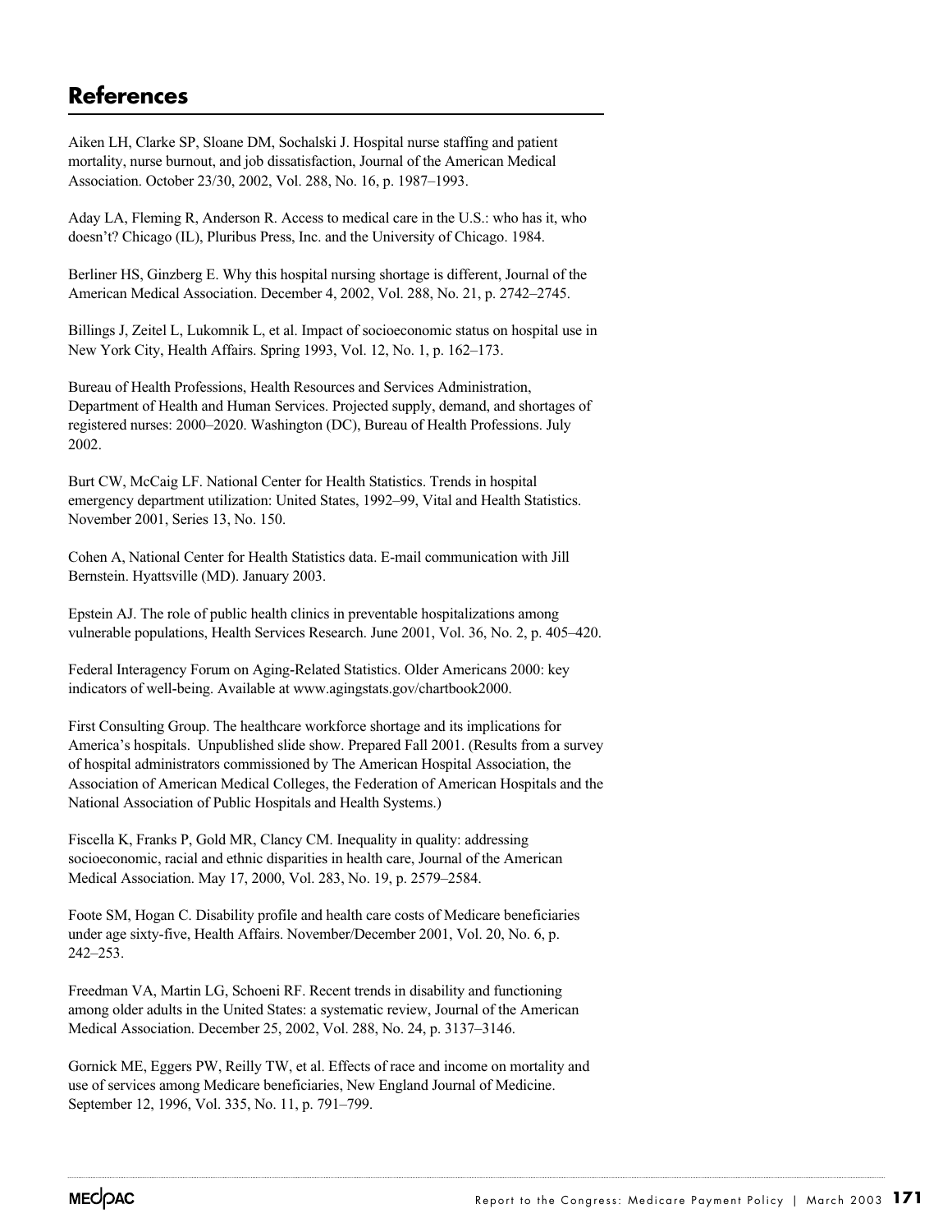## References

Aiken LH, Clarke SP, Sloane DM, Sochalski J. Hospital nurse staffing and patient mortality, nurse burnout, and job dissatisfaction, Journal of the American Medical Association. October 23/30, 2002, Vol. 288, No. 16, p. 1987–1993.

Aday LA, Fleming R, Anderson R. Access to medical care in the U.S.: who has it, who doesn't? Chicago (IL), Pluribus Press, Inc. and the University of Chicago. 1984.

Berliner HS, Ginzberg E. Why this hospital nursing shortage is different, Journal of the American Medical Association. December 4, 2002, Vol. 288, No. 21, p. 2742–2745.

Billings J, Zeitel L, Lukomnik L, et al. Impact of socioeconomic status on hospital use in New York City, Health Affairs. Spring 1993, Vol. 12, No. 1, p. 162–173.

Bureau of Health Professions, Health Resources and Services Administration, Department of Health and Human Services. Projected supply, demand, and shortages of registered nurses: 2000–2020. Washington (DC), Bureau of Health Professions. July 2002.

Burt CW, McCaig LF. National Center for Health Statistics. Trends in hospital emergency department utilization: United States, 1992–99, Vital and Health Statistics. November 2001, Series 13, No. 150.

Cohen A, National Center for Health Statistics data. E-mail communication with Jill Bernstein. Hyattsville (MD). January 2003.

Epstein AJ. The role of public health clinics in preventable hospitalizations among vulnerable populations, Health Services Research. June 2001, Vol. 36, No. 2, p. 405–420.

Federal Interagency Forum on Aging-Related Statistics. Older Americans 2000: key indicators of well-being. Available at www.agingstats.gov/chartbook2000.

First Consulting Group. The healthcare workforce shortage and its implications for America's hospitals. Unpublished slide show. Prepared Fall 2001. (Results from a survey of hospital administrators commissioned by The American Hospital Association, the Association of American Medical Colleges, the Federation of American Hospitals and the National Association of Public Hospitals and Health Systems.)

Fiscella K, Franks P, Gold MR, Clancy CM. Inequality in quality: addressing socioeconomic, racial and ethnic disparities in health care, Journal of the American Medical Association. May 17, 2000, Vol. 283, No. 19, p. 2579–2584.

Foote SM, Hogan C. Disability profile and health care costs of Medicare beneficiaries under age sixty-five, Health Affairs. November/December 2001, Vol. 20, No. 6, p. 242–253.

Freedman VA, Martin LG, Schoeni RF. Recent trends in disability and functioning among older adults in the United States: a systematic review, Journal of the American Medical Association. December 25, 2002, Vol. 288, No. 24, p. 3137–3146.

Gornick ME, Eggers PW, Reilly TW, et al. Effects of race and income on mortality and use of services among Medicare beneficiaries, New England Journal of Medicine. September 12, 1996, Vol. 335, No. 11, p. 791–799.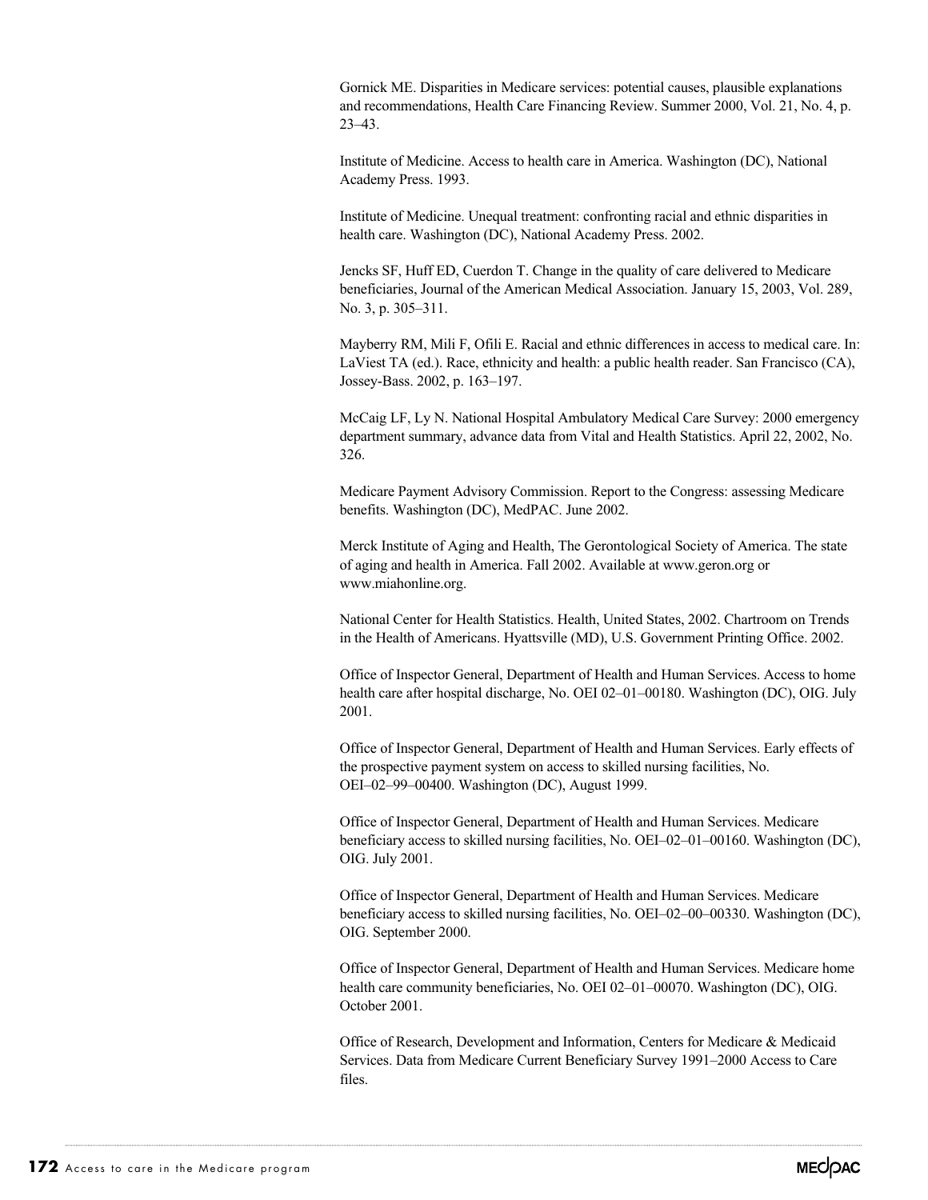Gornick ME. Disparities in Medicare services: potential causes, plausible explanations and recommendations, Health Care Financing Review. Summer 2000, Vol. 21, No. 4, p. 23–43.

Institute of Medicine. Access to health care in America. Washington (DC), National Academy Press. 1993.

Institute of Medicine. Unequal treatment: confronting racial and ethnic disparities in health care. Washington (DC), National Academy Press. 2002.

Jencks SF, Huff ED, Cuerdon T. Change in the quality of care delivered to Medicare beneficiaries, Journal of the American Medical Association. January 15, 2003, Vol. 289, No. 3, p. 305–311.

Mayberry RM, Mili F, Ofili E. Racial and ethnic differences in access to medical care. In: LaViest TA (ed.). Race, ethnicity and health: a public health reader. San Francisco (CA), Jossey-Bass. 2002, p. 163–197.

McCaig LF, Ly N. National Hospital Ambulatory Medical Care Survey: 2000 emergency department summary, advance data from Vital and Health Statistics. April 22, 2002, No. 326.

Medicare Payment Advisory Commission. Report to the Congress: assessing Medicare benefits. Washington (DC), MedPAC. June 2002.

Merck Institute of Aging and Health, The Gerontological Society of America. The state of aging and health in America. Fall 2002. Available at www.geron.org or www.miahonline.org.

National Center for Health Statistics. Health, United States, 2002. Chartroom on Trends in the Health of Americans. Hyattsville (MD), U.S. Government Printing Office. 2002.

Office of Inspector General, Department of Health and Human Services. Access to home health care after hospital discharge, No. OEI 02–01–00180. Washington (DC), OIG. July 2001.

Office of Inspector General, Department of Health and Human Services. Early effects of the prospective payment system on access to skilled nursing facilities, No. OEI–02–99–00400. Washington (DC), August 1999.

Office of Inspector General, Department of Health and Human Services. Medicare beneficiary access to skilled nursing facilities, No. OEI–02–01–00160. Washington (DC), OIG. July 2001.

Office of Inspector General, Department of Health and Human Services. Medicare beneficiary access to skilled nursing facilities, No. OEI–02–00–00330. Washington (DC), OIG. September 2000.

Office of Inspector General, Department of Health and Human Services. Medicare home health care community beneficiaries, No. OEI 02–01–00070. Washington (DC), OIG. October 2001.

Office of Research, Development and Information, Centers for Medicare & Medicaid Services. Data from Medicare Current Beneficiary Survey 1991–2000 Access to Care files.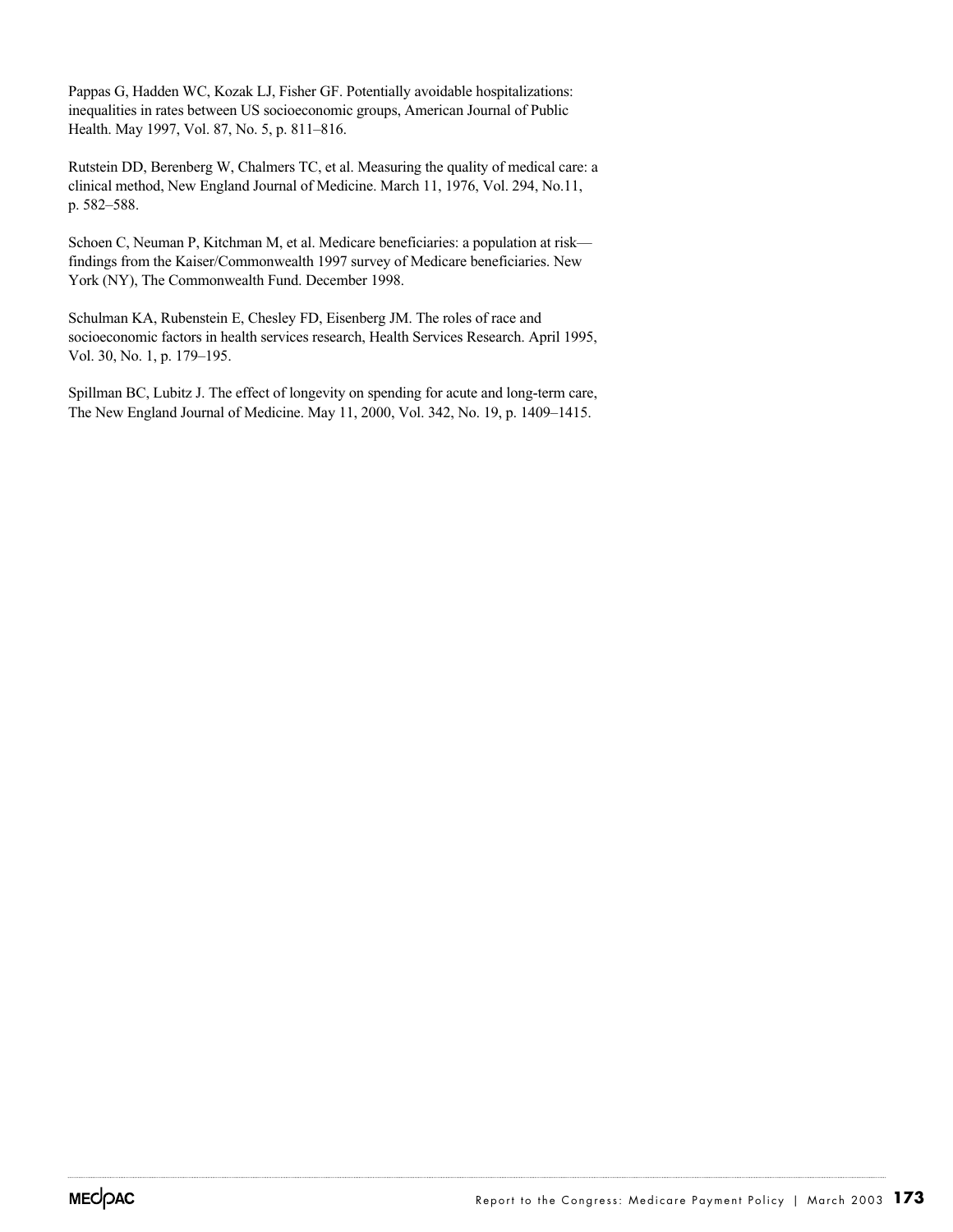Pappas G, Hadden WC, Kozak LJ, Fisher GF. Potentially avoidable hospitalizations: inequalities in rates between US socioeconomic groups, American Journal of Public Health. May 1997, Vol. 87, No. 5, p. 811–816.

Rutstein DD, Berenberg W, Chalmers TC, et al. Measuring the quality of medical care: a clinical method, New England Journal of Medicine. March 11, 1976, Vol. 294, No.11, p. 582–588.

Schoen C, Neuman P, Kitchman M, et al. Medicare beneficiaries: a population at risk—findings from the Kaiser/Commonwealth 1997 survey of Medicare beneficiaries. New York (NY), The Commonwealth Fund. December 1998.

Schulman KA, Rubenstein E, Chesley FD, Eisenberg JM. The roles of race and socioeconomic factors in health services research, Health Services Research. April 1995, Vol. 30, No. 1, p. 179–195.

Spillman BC, Lubitz J. The effect of longevity on spending for acute and long-term care, The New England Journal of Medicine. May 11, 2000, Vol. 342, No. 19, p. 1409–1415.